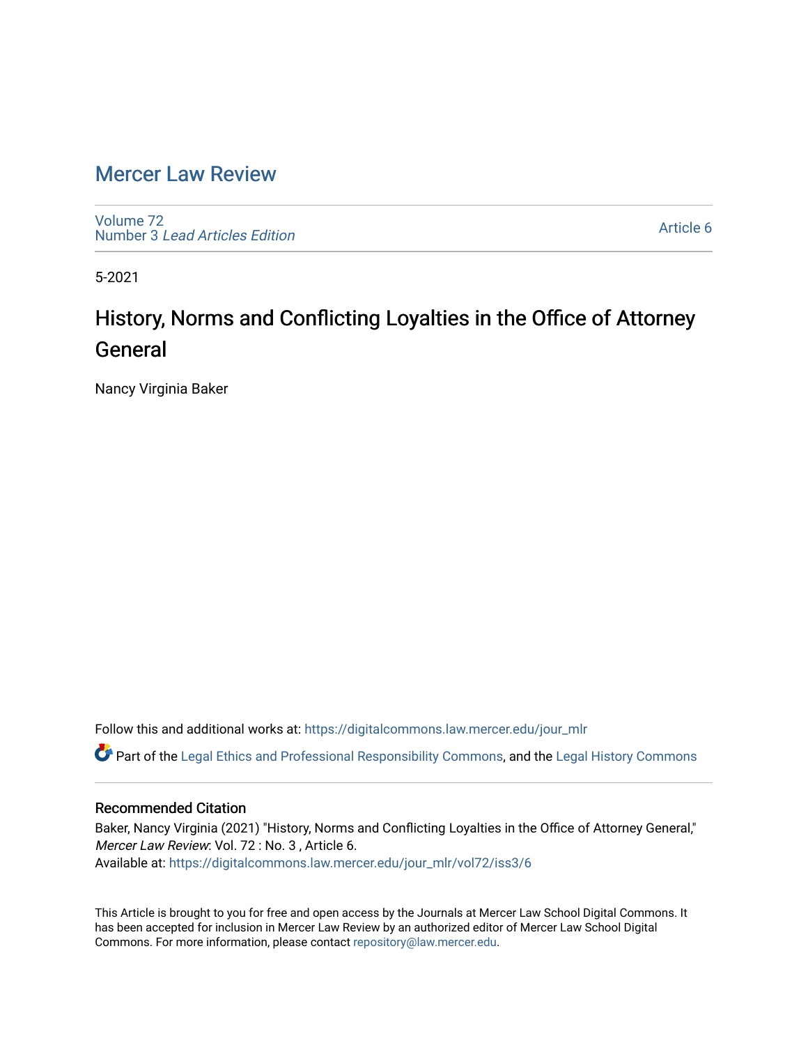# Mercer Law Review

Volume 72
Number 3 *Lead Articles Edition*

Article 6

5-2021

## History, Norms and Conflicting Loyalties in the Office of Attorney General

Nancy Virginia Baker

Follow this and additional works at: https://digitalcommons.law.mercer.edu/jour_mlr

Part of the Legal Ethics and Professional Responsibility Commons, and the Legal History Commons

### Recommended Citation

Baker, Nancy Virginia (2021) "History, Norms and Conflicting Loyalties in the Office of Attorney General," *Mercer Law Review*: Vol. 72 : No. 3 , Article 6.
Available at: https://digitalcommons.law.mercer.edu/jour_mlr/vol72/iss3/6

This Article is brought to you for free and open access by the Journals at Mercer Law School Digital Commons. It has been accepted for inclusion in Mercer Law Review by an authorized editor of Mercer Law School Digital Commons. For more information, please contact repository@law.mercer.edu.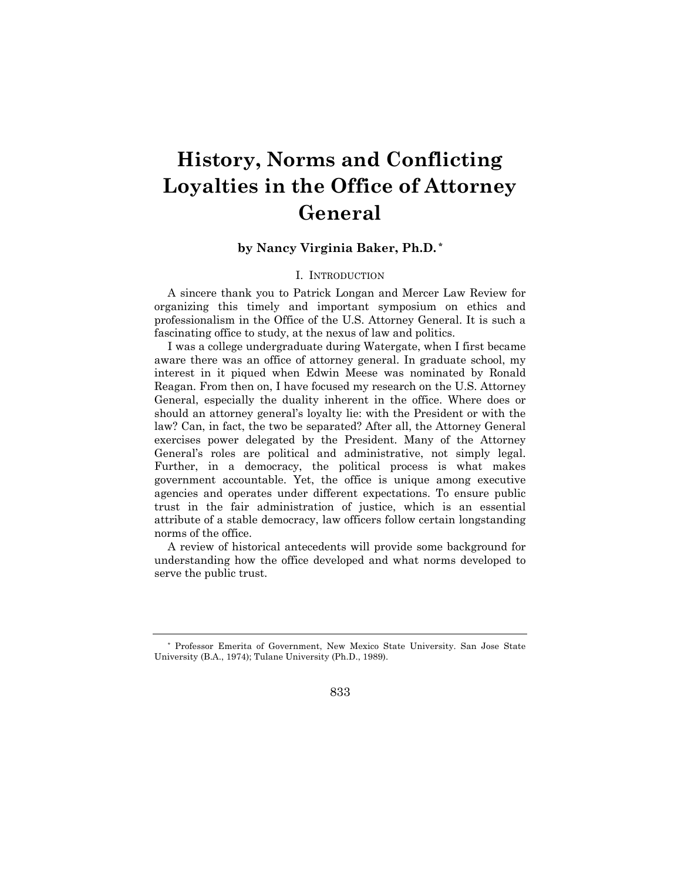# History, Norms and Conflicting Loyalties in the Office of Attorney General

**by Nancy Virginia Baker, Ph.D.** [*]

## I. Introduction

A sincere thank you to Patrick Longan and Mercer Law Review for organizing this timely and important symposium on ethics and professionalism in the Office of the U.S. Attorney General. It is such a fascinating office to study, at the nexus of law and politics.

I was a college undergraduate during Watergate, when I first became aware there was an office of attorney general. In graduate school, my interest in it piqued when Edwin Meese was nominated by Ronald Reagan. From then on, I have focused my research on the U.S. Attorney General, especially the duality inherent in the office. Where does or should an attorney general's loyalty lie: with the President or with the law? Can, in fact, the two be separated? After all, the Attorney General exercises power delegated by the President. Many of the Attorney General's roles are political and administrative, not simply legal. Further, in a democracy, the political process is what makes government accountable. Yet, the office is unique among executive agencies and operates under different expectations. To ensure public trust in the fair administration of justice, which is an essential attribute of a stable democracy, law officers follow certain longstanding norms of the office.

A review of historical antecedents will provide some background for understanding how the office developed and what norms developed to serve the public trust.

---

[*] Professor Emerita of Government, New Mexico State University. San Jose State University (B.A., 1974); Tulane University (Ph.D., 1989).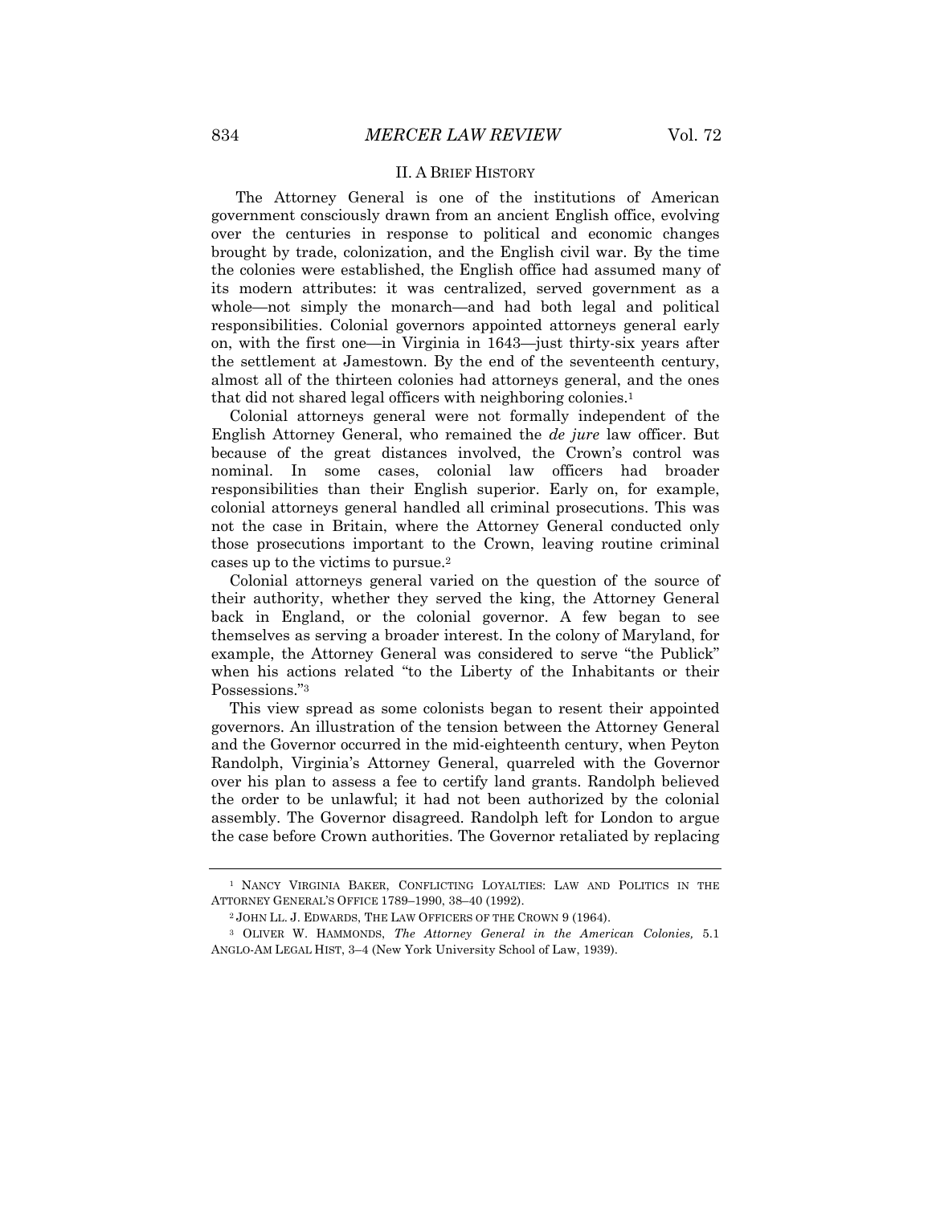## II. A BRIEF HISTORY

The Attorney General is one of the institutions of American government consciously drawn from an ancient English office, evolving over the centuries in response to political and economic changes brought by trade, colonization, and the English civil war. By the time the colonies were established, the English office had assumed many of its modern attributes: it was centralized, served government as a whole—not simply the monarch—and had both legal and political responsibilities. Colonial governors appointed attorneys general early on, with the first one—in Virginia in 1643—just thirty-six years after the settlement at Jamestown. By the end of the seventeenth century, almost all of the thirteen colonies had attorneys general, and the ones that did not shared legal officers with neighboring colonies.[1]

Colonial attorneys general were not formally independent of the English Attorney General, who remained the *de jure* law officer. But because of the great distances involved, the Crown's control was nominal. In some cases, colonial law officers had broader responsibilities than their English superior. Early on, for example, colonial attorneys general handled all criminal prosecutions. This was not the case in Britain, where the Attorney General conducted only those prosecutions important to the Crown, leaving routine criminal cases up to the victims to pursue.[2]

Colonial attorneys general varied on the question of the source of their authority, whether they served the king, the Attorney General back in England, or the colonial governor. A few began to see themselves as serving a broader interest. In the colony of Maryland, for example, the Attorney General was considered to serve "the Publick" when his actions related "to the Liberty of the Inhabitants or their Possessions."[3]

This view spread as some colonists began to resent their appointed governors. An illustration of the tension between the Attorney General and the Governor occurred in the mid-eighteenth century, when Peyton Randolph, Virginia's Attorney General, quarreled with the Governor over his plan to assess a fee to certify land grants. Randolph believed the order to be unlawful; it had not been authorized by the colonial assembly. The Governor disagreed. Randolph left for London to argue the case before Crown authorities. The Governor retaliated by replacing

---

[1] NANCY VIRGINIA BAKER, CONFLICTING LOYALTIES: LAW AND POLITICS IN THE ATTORNEY GENERAL'S OFFICE 1789–1990, 38–40 (1992).

[2] JOHN LL. J. EDWARDS, THE LAW OFFICERS OF THE CROWN 9 (1964).

[3] OLIVER W. HAMMONDS, *The Attorney General in the American Colonies,* 5.1 ANGLO-AM LEGAL HIST, 3–4 (New York University School of Law, 1939).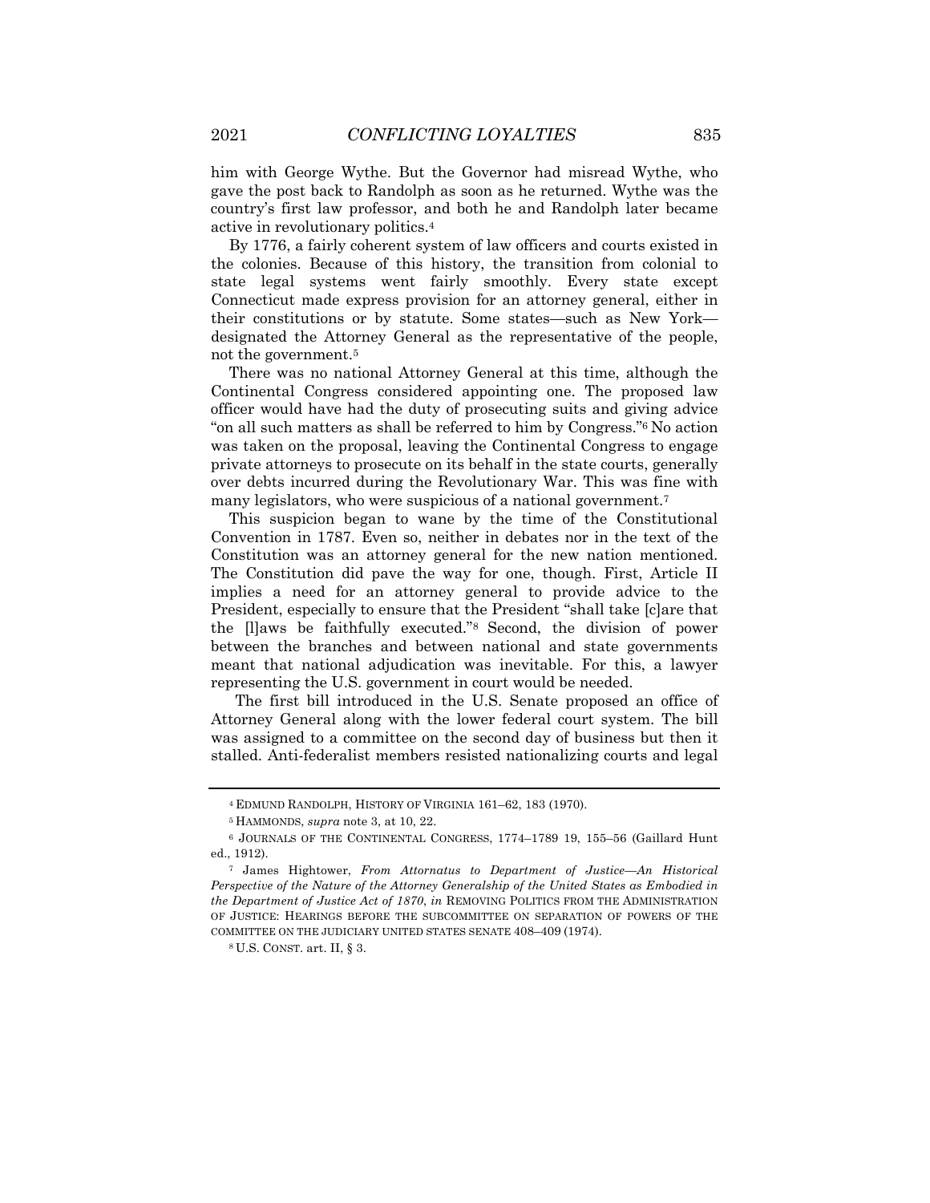him with George Wythe. But the Governor had misread Wythe, who gave the post back to Randolph as soon as he returned. Wythe was the country's first law professor, and both he and Randolph later became active in revolutionary politics.[4]

By 1776, a fairly coherent system of law officers and courts existed in the colonies. Because of this history, the transition from colonial to state legal systems went fairly smoothly. Every state except Connecticut made express provision for an attorney general, either in their constitutions or by statute. Some states—such as New York—designated the Attorney General as the representative of the people, not the government.[5]

There was no national Attorney General at this time, although the Continental Congress considered appointing one. The proposed law officer would have had the duty of prosecuting suits and giving advice "on all such matters as shall be referred to him by Congress."[6] No action was taken on the proposal, leaving the Continental Congress to engage private attorneys to prosecute on its behalf in the state courts, generally over debts incurred during the Revolutionary War. This was fine with many legislators, who were suspicious of a national government.[7]

This suspicion began to wane by the time of the Constitutional Convention in 1787. Even so, neither in debates nor in the text of the Constitution was an attorney general for the new nation mentioned. The Constitution did pave the way for one, though. First, Article II implies a need for an attorney general to provide advice to the President, especially to ensure that the President "shall take [c]are that the [l]aws be faithfully executed."[8] Second, the division of power between the branches and between national and state governments meant that national adjudication was inevitable. For this, a lawyer representing the U.S. government in court would be needed.

The first bill introduced in the U.S. Senate proposed an office of Attorney General along with the lower federal court system. The bill was assigned to a committee on the second day of business but then it stalled. Anti-federalist members resisted nationalizing courts and legal

---

[4] EDMUND RANDOLPH, HISTORY OF VIRGINIA 161–62, 183 (1970).

[5] HAMMONDS, *supra* note 3, at 10, 22.

[6] JOURNALS OF THE CONTINENTAL CONGRESS, 1774–1789 19, 155–56 (Gaillard Hunt ed., 1912).

[7] James Hightower, *From Attornatus to Department of Justice—An Historical Perspective of the Nature of the Attorney Generalship of the United States as Embodied in the Department of Justice Act of 1870*, *in* REMOVING POLITICS FROM THE ADMINISTRATION OF JUSTICE: HEARINGS BEFORE THE SUBCOMMITTEE ON SEPARATION OF POWERS OF THE COMMITTEE ON THE JUDICIARY UNITED STATES SENATE 408–409 (1974).

[8] U.S. CONST. art. II, § 3.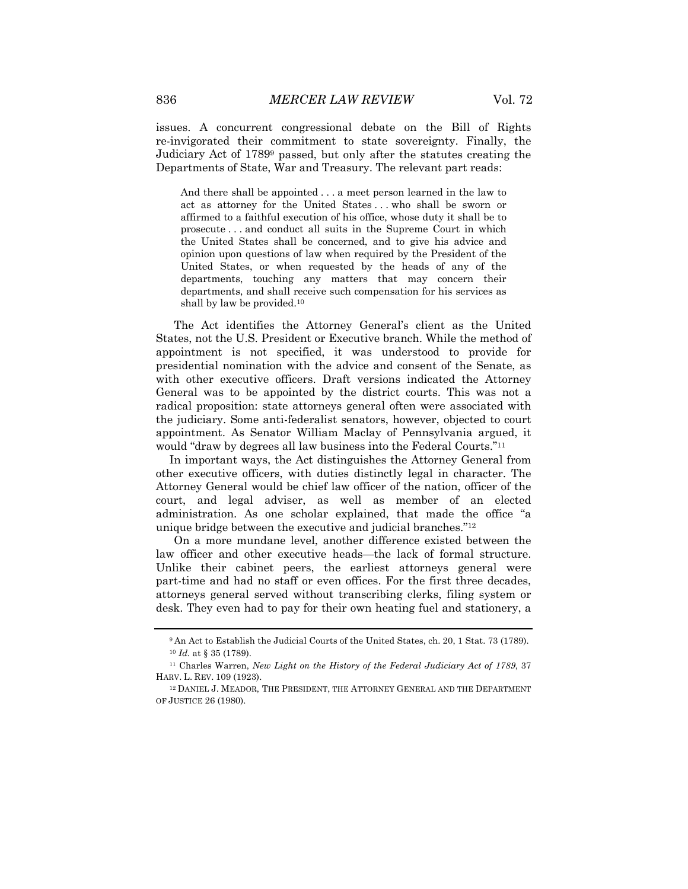issues. A concurrent congressional debate on the Bill of Rights re-invigorated their commitment to state sovereignty. Finally, the Judiciary Act of 1789[9] passed, but only after the statutes creating the Departments of State, War and Treasury. The relevant part reads:

> And there shall be appointed . . . a meet person learned in the law to act as attorney for the United States . . . who shall be sworn or affirmed to a faithful execution of his office, whose duty it shall be to prosecute . . . and conduct all suits in the Supreme Court in which the United States shall be concerned, and to give his advice and opinion upon questions of law when required by the President of the United States, or when requested by the heads of any of the departments, touching any matters that may concern their departments, and shall receive such compensation for his services as shall by law be provided.[10]

The Act identifies the Attorney General's client as the United States, not the U.S. President or Executive branch. While the method of appointment is not specified, it was understood to provide for presidential nomination with the advice and consent of the Senate, as with other executive officers. Draft versions indicated the Attorney General was to be appointed by the district courts. This was not a radical proposition: state attorneys general often were associated with the judiciary. Some anti-federalist senators, however, objected to court appointment. As Senator William Maclay of Pennsylvania argued, it would "draw by degrees all law business into the Federal Courts."[11]

In important ways, the Act distinguishes the Attorney General from other executive officers, with duties distinctly legal in character. The Attorney General would be chief law officer of the nation, officer of the court, and legal adviser, as well as member of an elected administration. As one scholar explained, that made the office "a unique bridge between the executive and judicial branches."[12]

On a more mundane level, another difference existed between the law officer and other executive heads—the lack of formal structure. Unlike their cabinet peers, the earliest attorneys general were part-time and had no staff or even offices. For the first three decades, attorneys general served without transcribing clerks, filing system or desk. They even had to pay for their own heating fuel and stationery, a

---

[9] An Act to Establish the Judicial Courts of the United States, ch. 20, 1 Stat. 73 (1789).

[10] *Id.* at § 35 (1789).

[11] Charles Warren, *New Light on the History of the Federal Judiciary Act of 1789*, 37 HARV. L. REV. 109 (1923).

[12] DANIEL J. MEADOR, THE PRESIDENT, THE ATTORNEY GENERAL AND THE DEPARTMENT OF JUSTICE 26 (1980).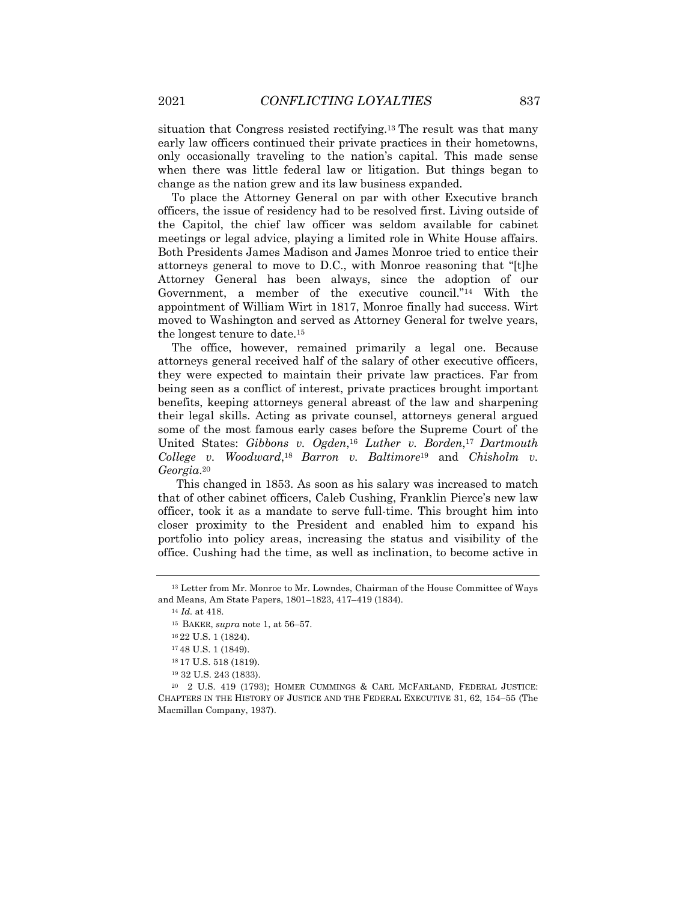situation that Congress resisted rectifying.[13] The result was that many early law officers continued their private practices in their hometowns, only occasionally traveling to the nation's capital. This made sense when there was little federal law or litigation. But things began to change as the nation grew and its law business expanded.

To place the Attorney General on par with other Executive branch officers, the issue of residency had to be resolved first. Living outside of the Capitol, the chief law officer was seldom available for cabinet meetings or legal advice, playing a limited role in White House affairs. Both Presidents James Madison and James Monroe tried to entice their attorneys general to move to D.C., with Monroe reasoning that "[t]he Attorney General has been always, since the adoption of our Government, a member of the executive council."[14] With the appointment of William Wirt in 1817, Monroe finally had success. Wirt moved to Washington and served as Attorney General for twelve years, the longest tenure to date.[15]

The office, however, remained primarily a legal one. Because attorneys general received half of the salary of other executive officers, they were expected to maintain their private law practices. Far from being seen as a conflict of interest, private practices brought important benefits, keeping attorneys general abreast of the law and sharpening their legal skills. Acting as private counsel, attorneys general argued some of the most famous early cases before the Supreme Court of the United States: *Gibbons v. Ogden*,[16] *Luther v. Borden*,[17] *Dartmouth College v. Woodward*,[18] *Barron v. Baltimore*[19] and *Chisholm v. Georgia*.[20]

This changed in 1853. As soon as his salary was increased to match that of other cabinet officers, Caleb Cushing, Franklin Pierce's new law officer, took it as a mandate to serve full-time. This brought him into closer proximity to the President and enabled him to expand his portfolio into policy areas, increasing the status and visibility of the office. Cushing had the time, as well as inclination, to become active in

---

[13] Letter from Mr. Monroe to Mr. Lowndes, Chairman of the House Committee of Ways and Means, Am State Papers, 1801–1823, 417–419 (1834).

[14] *Id.* at 418.

[15] BAKER, *supra* note 1, at 56–57.

[16] 22 U.S. 1 (1824).

[17] 48 U.S. 1 (1849).

[18] 17 U.S. 518 (1819).

[19] 32 U.S. 243 (1833).

[20] 2 U.S. 419 (1793); HOMER CUMMINGS & CARL MCFARLAND, FEDERAL JUSTICE: CHAPTERS IN THE HISTORY OF JUSTICE AND THE FEDERAL EXECUTIVE 31, 62, 154–55 (The Macmillan Company, 1937).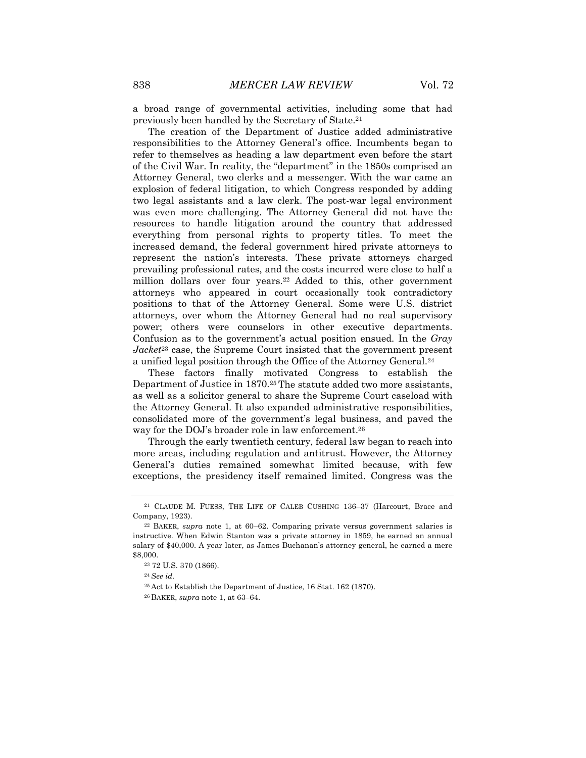a broad range of governmental activities, including some that had previously been handled by the Secretary of State.[21]

The creation of the Department of Justice added administrative responsibilities to the Attorney General's office. Incumbents began to refer to themselves as heading a law department even before the start of the Civil War. In reality, the "department" in the 1850s comprised an Attorney General, two clerks and a messenger. With the war came an explosion of federal litigation, to which Congress responded by adding two legal assistants and a law clerk. The post-war legal environment was even more challenging. The Attorney General did not have the resources to handle litigation around the country that addressed everything from personal rights to property titles. To meet the increased demand, the federal government hired private attorneys to represent the nation's interests. These private attorneys charged prevailing professional rates, and the costs incurred were close to half a million dollars over four years.[22] Added to this, other government attorneys who appeared in court occasionally took contradictory positions to that of the Attorney General. Some were U.S. district attorneys, over whom the Attorney General had no real supervisory power; others were counselors in other executive departments. Confusion as to the government's actual position ensued. In the *Gray Jacket*[23] case, the Supreme Court insisted that the government present a unified legal position through the Office of the Attorney General.[24]

These factors finally motivated Congress to establish the Department of Justice in 1870.[25] The statute added two more assistants, as well as a solicitor general to share the Supreme Court caseload with the Attorney General. It also expanded administrative responsibilities, consolidated more of the government's legal business, and paved the way for the DOJ's broader role in law enforcement.[26]

Through the early twentieth century, federal law began to reach into more areas, including regulation and antitrust. However, the Attorney General's duties remained somewhat limited because, with few exceptions, the presidency itself remained limited. Congress was the

---

[21] CLAUDE M. FUESS, THE LIFE OF CALEB CUSHING 136–37 (Harcourt, Brace and Company, 1923).

[22] BAKER, *supra* note 1, at 60–62. Comparing private versus government salaries is instructive. When Edwin Stanton was a private attorney in 1859, he earned an annual salary of $40,000. A year later, as James Buchanan's attorney general, he earned a mere $8,000.

[23] 72 U.S. 370 (1866).

[24] *See id.*

[25] Act to Establish the Department of Justice, 16 Stat. 162 (1870).

[26] BAKER, *supra* note 1, at 63–64.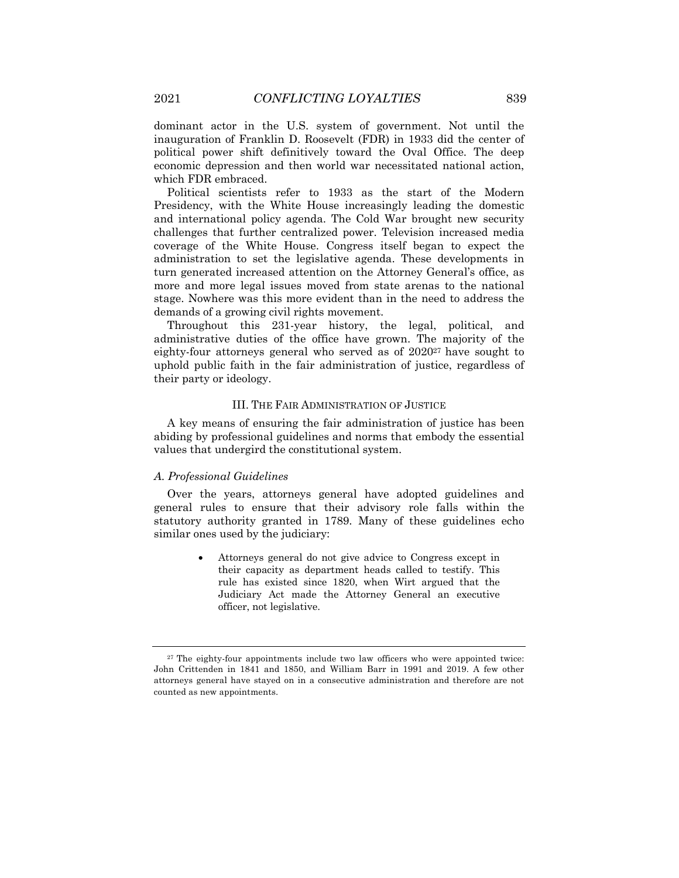dominant actor in the U.S. system of government. Not until the inauguration of Franklin D. Roosevelt (FDR) in 1933 did the center of political power shift definitively toward the Oval Office. The deep economic depression and then world war necessitated national action, which FDR embraced.

Political scientists refer to 1933 as the start of the Modern Presidency, with the White House increasingly leading the domestic and international policy agenda. The Cold War brought new security challenges that further centralized power. Television increased media coverage of the White House. Congress itself began to expect the administration to set the legislative agenda. These developments in turn generated increased attention on the Attorney General's office, as more and more legal issues moved from state arenas to the national stage. Nowhere was this more evident than in the need to address the demands of a growing civil rights movement.

Throughout this 231-year history, the legal, political, and administrative duties of the office have grown. The majority of the eighty-four attorneys general who served as of 2020[27] have sought to uphold public faith in the fair administration of justice, regardless of their party or ideology.

## III. The Fair Administration of Justice

A key means of ensuring the fair administration of justice has been abiding by professional guidelines and norms that embody the essential values that undergird the constitutional system.

### *A. Professional Guidelines*

Over the years, attorneys general have adopted guidelines and general rules to ensure that their advisory role falls within the statutory authority granted in 1789. Many of these guidelines echo similar ones used by the judiciary:

- Attorneys general do not give advice to Congress except in their capacity as department heads called to testify. This rule has existed since 1820, when Wirt argued that the Judiciary Act made the Attorney General an executive officer, not legislative.

---

[27] The eighty-four appointments include two law officers who were appointed twice: John Crittenden in 1841 and 1850, and William Barr in 1991 and 2019. A few other attorneys general have stayed on in a consecutive administration and therefore are not counted as new appointments.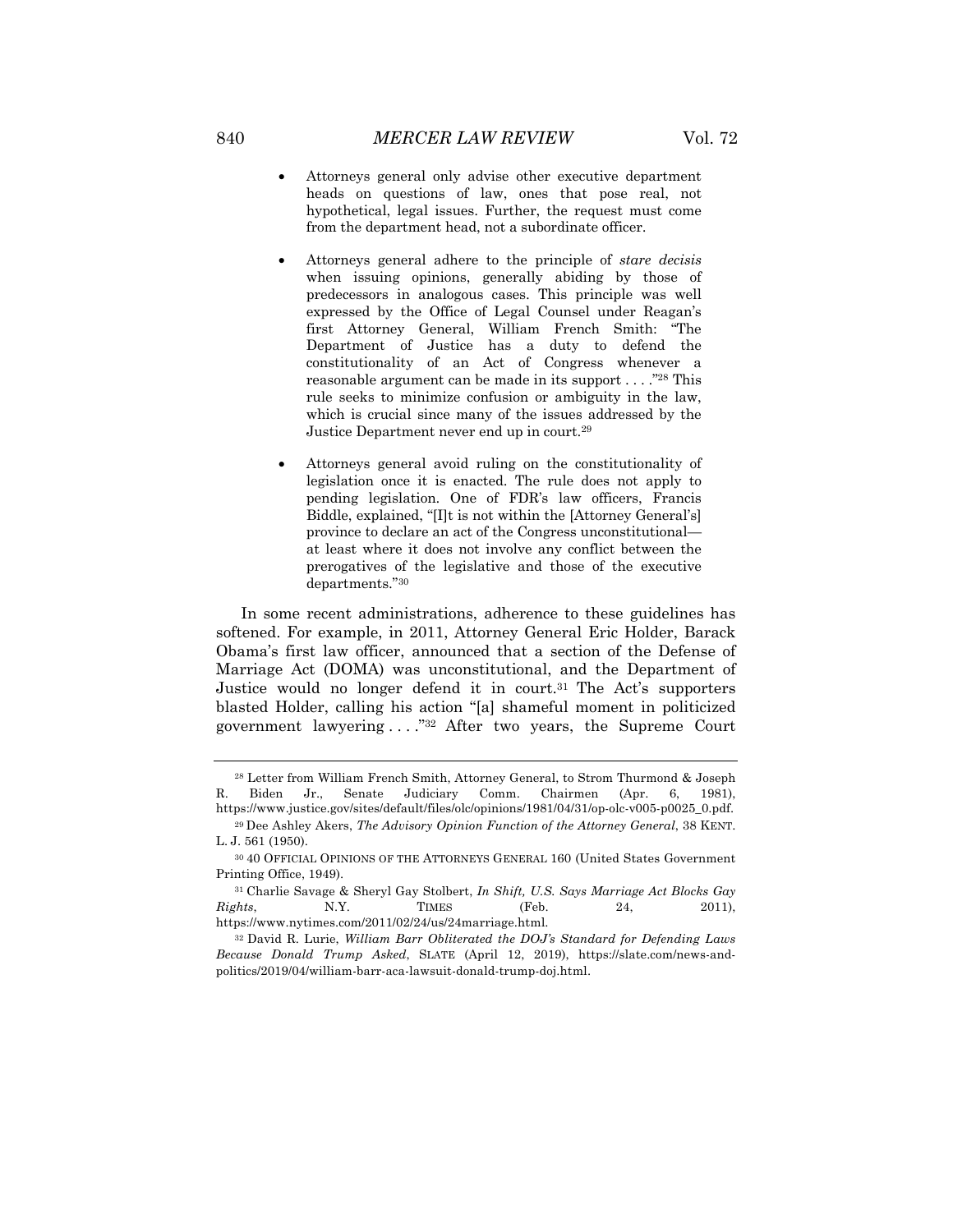- Attorneys general only advise other executive department heads on questions of law, ones that pose real, not hypothetical, legal issues. Further, the request must come from the department head, not a subordinate officer.

- Attorneys general adhere to the principle of *stare decisis* when issuing opinions, generally abiding by those of predecessors in analogous cases. This principle was well expressed by the Office of Legal Counsel under Reagan's first Attorney General, William French Smith: "The Department of Justice has a duty to defend the constitutionality of an Act of Congress whenever a reasonable argument can be made in its support . . . ."[28] This rule seeks to minimize confusion or ambiguity in the law, which is crucial since many of the issues addressed by the Justice Department never end up in court.[29]

- Attorneys general avoid ruling on the constitutionality of legislation once it is enacted. The rule does not apply to pending legislation. One of FDR's law officers, Francis Biddle, explained, "[I]t is not within the [Attorney General's] province to declare an act of the Congress unconstitutional—at least where it does not involve any conflict between the prerogatives of the legislative and those of the executive departments."[30]

In some recent administrations, adherence to these guidelines has softened. For example, in 2011, Attorney General Eric Holder, Barack Obama's first law officer, announced that a section of the Defense of Marriage Act (DOMA) was unconstitutional, and the Department of Justice would no longer defend it in court.[31] The Act's supporters blasted Holder, calling his action "[a] shameful moment in politicized government lawyering . . . ."[32] After two years, the Supreme Court

---

[28] Letter from William French Smith, Attorney General, to Strom Thurmond & Joseph R. Biden Jr., Senate Judiciary Comm. Chairmen (Apr. 6, 1981), https://www.justice.gov/sites/default/files/olc/opinions/1981/04/31/op-olc-v005-p0025_0.pdf.

[29] Dee Ashley Akers, *The Advisory Opinion Function of the Attorney General*, 38 KENT. L. J. 561 (1950).

[30] 40 OFFICIAL OPINIONS OF THE ATTORNEYS GENERAL 160 (United States Government Printing Office, 1949).

[31] Charlie Savage & Sheryl Gay Stolbert, *In Shift, U.S. Says Marriage Act Blocks Gay Rights*, N.Y. TIMES (Feb. 24, 2011), https://www.nytimes.com/2011/02/24/us/24marriage.html.

[32] David R. Lurie, *William Barr Obliterated the DOJ's Standard for Defending Laws Because Donald Trump Asked*, SLATE (April 12, 2019), https://slate.com/news-and-politics/2019/04/william-barr-aca-lawsuit-donald-trump-doj.html.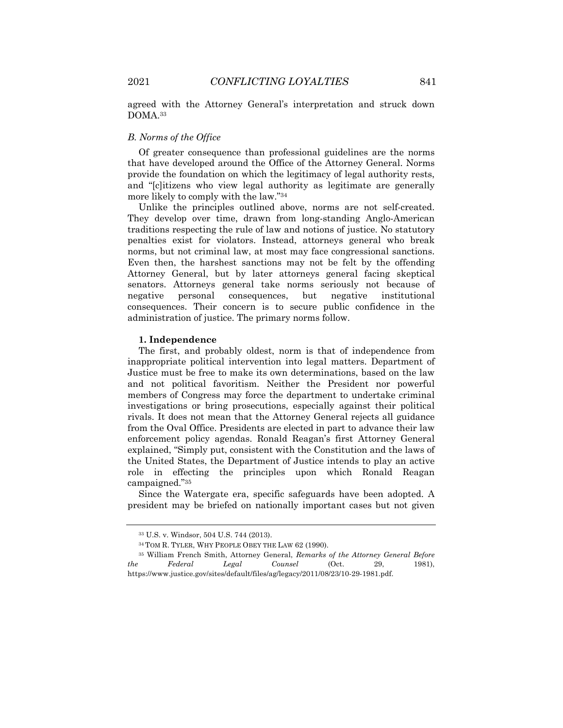agreed with the Attorney General's interpretation and struck down DOMA.[33]

### *B. Norms of the Office*

Of greater consequence than professional guidelines are the norms that have developed around the Office of the Attorney General. Norms provide the foundation on which the legitimacy of legal authority rests, and "[c]itizens who view legal authority as legitimate are generally more likely to comply with the law."[34]

Unlike the principles outlined above, norms are not self-created. They develop over time, drawn from long-standing Anglo-American traditions respecting the rule of law and notions of justice. No statutory penalties exist for violators. Instead, attorneys general who break norms, but not criminal law, at most may face congressional sanctions. Even then, the harshest sanctions may not be felt by the offending Attorney General, but by later attorneys general facing skeptical senators. Attorneys general take norms seriously not because of negative personal consequences, but negative institutional consequences. Their concern is to secure public confidence in the administration of justice. The primary norms follow.

#### **1. Independence**

The first, and probably oldest, norm is that of independence from inappropriate political intervention into legal matters. Department of Justice must be free to make its own determinations, based on the law and not political favoritism. Neither the President nor powerful members of Congress may force the department to undertake criminal investigations or bring prosecutions, especially against their political rivals. It does not mean that the Attorney General rejects all guidance from the Oval Office. Presidents are elected in part to advance their law enforcement policy agendas. Ronald Reagan's first Attorney General explained, "Simply put, consistent with the Constitution and the laws of the United States, the Department of Justice intends to play an active role in effecting the principles upon which Ronald Reagan campaigned."[35]

Since the Watergate era, specific safeguards have been adopted. A president may be briefed on nationally important cases but not given

---

[33] U.S. v. Windsor, 504 U.S. 744 (2013).

[34] TOM R. TYLER, WHY PEOPLE OBEY THE LAW 62 (1990).

[35] William French Smith, Attorney General, *Remarks of the Attorney General Before the Federal Legal Counsel* (Oct. 29, 1981), https://www.justice.gov/sites/default/files/ag/legacy/2011/08/23/10-29-1981.pdf.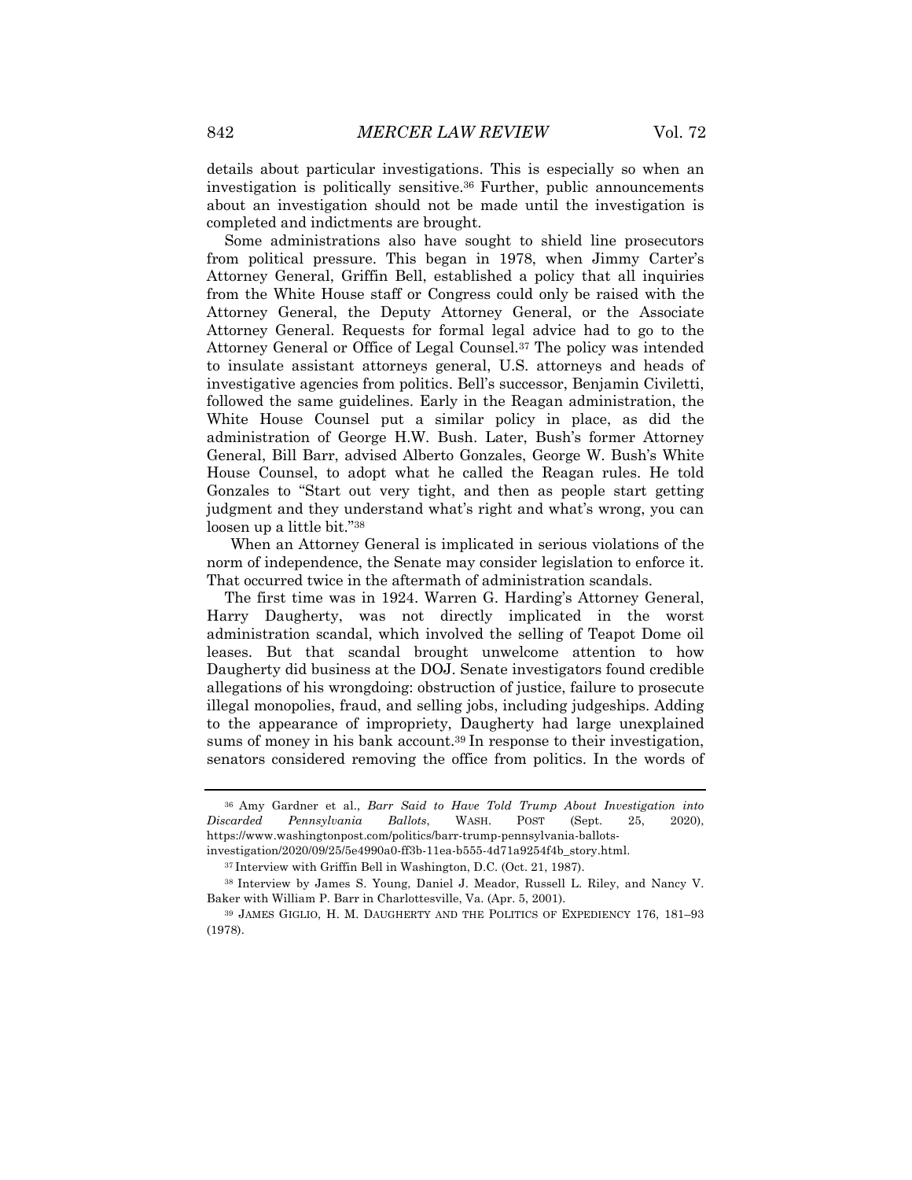details about particular investigations. This is especially so when an investigation is politically sensitive.[36] Further, public announcements about an investigation should not be made until the investigation is completed and indictments are brought.

Some administrations also have sought to shield line prosecutors from political pressure. This began in 1978, when Jimmy Carter's Attorney General, Griffin Bell, established a policy that all inquiries from the White House staff or Congress could only be raised with the Attorney General, the Deputy Attorney General, or the Associate Attorney General. Requests for formal legal advice had to go to the Attorney General or Office of Legal Counsel.[37] The policy was intended to insulate assistant attorneys general, U.S. attorneys and heads of investigative agencies from politics. Bell's successor, Benjamin Civiletti, followed the same guidelines. Early in the Reagan administration, the White House Counsel put a similar policy in place, as did the administration of George H.W. Bush. Later, Bush's former Attorney General, Bill Barr, advised Alberto Gonzales, George W. Bush's White House Counsel, to adopt what he called the Reagan rules. He told Gonzales to "Start out very tight, and then as people start getting judgment and they understand what's right and what's wrong, you can loosen up a little bit."[38]

When an Attorney General is implicated in serious violations of the norm of independence, the Senate may consider legislation to enforce it. That occurred twice in the aftermath of administration scandals.

The first time was in 1924. Warren G. Harding's Attorney General, Harry Daugherty, was not directly implicated in the worst administration scandal, which involved the selling of Teapot Dome oil leases. But that scandal brought unwelcome attention to how Daugherty did business at the DOJ. Senate investigators found credible allegations of his wrongdoing: obstruction of justice, failure to prosecute illegal monopolies, fraud, and selling jobs, including judgeships. Adding to the appearance of impropriety, Daugherty had large unexplained sums of money in his bank account.[39] In response to their investigation, senators considered removing the office from politics. In the words of

---

[36] Amy Gardner et al., *Barr Said to Have Told Trump About Investigation into Discarded Pennsylvania Ballots*, WASH. POST (Sept. 25, 2020), https://www.washingtonpost.com/politics/barr-trump-pennsylvania-ballots-investigation/2020/09/25/5e4990a0-ff3b-11ea-b555-4d71a9254f4b_story.html.

[37] Interview with Griffin Bell in Washington, D.C. (Oct. 21, 1987).

[38] Interview by James S. Young, Daniel J. Meador, Russell L. Riley, and Nancy V. Baker with William P. Barr in Charlottesville, Va. (Apr. 5, 2001).

[39] JAMES GIGLIO, H. M. DAUGHERTY AND THE POLITICS OF EXPEDIENCY 176, 181–93 (1978).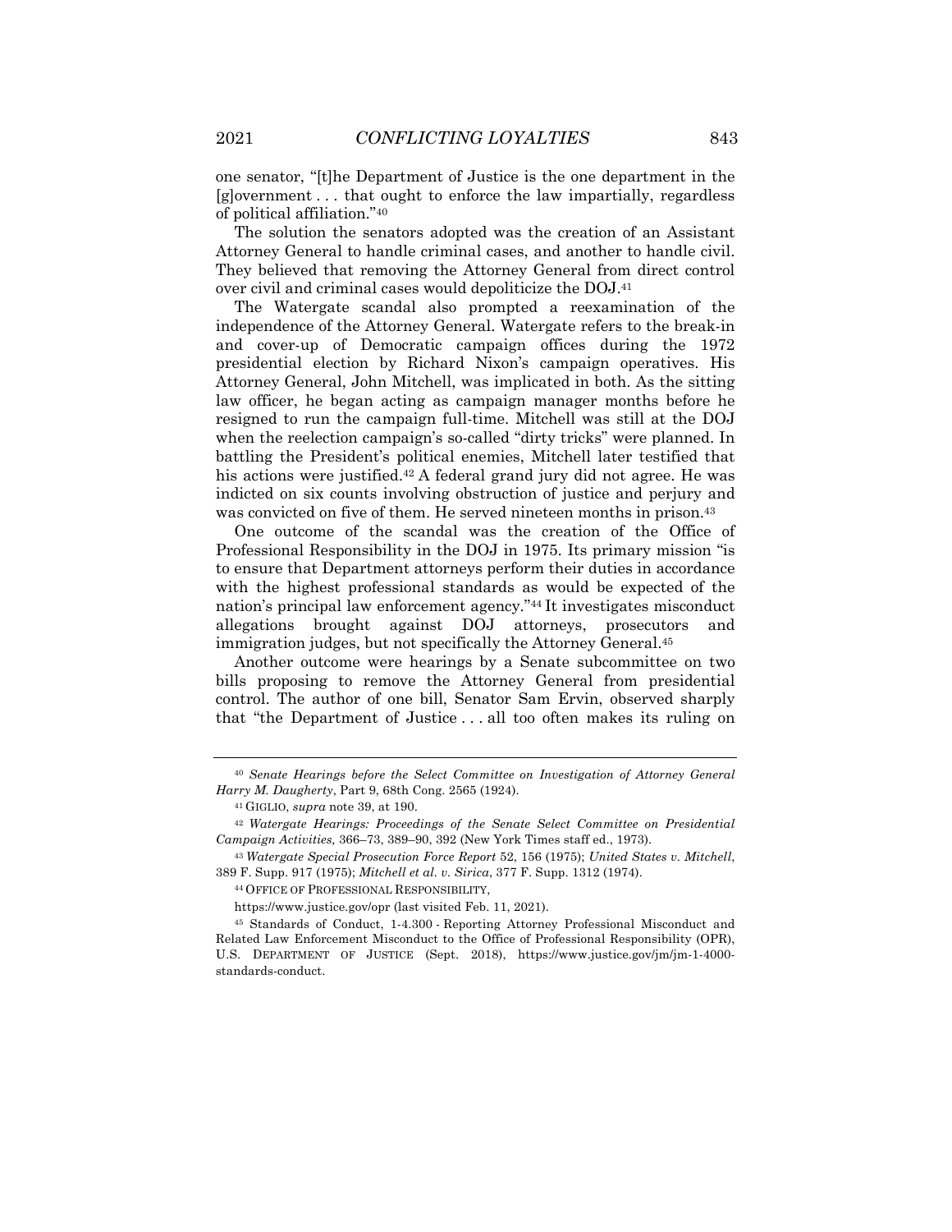one senator, "[t]he Department of Justice is the one department in the [g]overnment . . . that ought to enforce the law impartially, regardless of political affiliation."[40]

The solution the senators adopted was the creation of an Assistant Attorney General to handle criminal cases, and another to handle civil. They believed that removing the Attorney General from direct control over civil and criminal cases would depoliticize the DOJ.[41]

The Watergate scandal also prompted a reexamination of the independence of the Attorney General. Watergate refers to the break-in and cover-up of Democratic campaign offices during the 1972 presidential election by Richard Nixon's campaign operatives. His Attorney General, John Mitchell, was implicated in both. As the sitting law officer, he began acting as campaign manager months before he resigned to run the campaign full-time. Mitchell was still at the DOJ when the reelection campaign's so-called "dirty tricks" were planned. In battling the President's political enemies, Mitchell later testified that his actions were justified.[42] A federal grand jury did not agree. He was indicted on six counts involving obstruction of justice and perjury and was convicted on five of them. He served nineteen months in prison.[43]

One outcome of the scandal was the creation of the Office of Professional Responsibility in the DOJ in 1975. Its primary mission "is to ensure that Department attorneys perform their duties in accordance with the highest professional standards as would be expected of the nation's principal law enforcement agency."[44] It investigates misconduct allegations brought against DOJ attorneys, prosecutors and immigration judges, but not specifically the Attorney General.[45]

Another outcome were hearings by a Senate subcommittee on two bills proposing to remove the Attorney General from presidential control. The author of one bill, Senator Sam Ervin, observed sharply that "the Department of Justice . . . all too often makes its ruling on

---

[40] *Senate Hearings before the Select Committee on Investigation of Attorney General Harry M. Daugherty*, Part 9, 68th Cong. 2565 (1924).

[41] GIGLIO, *supra* note 39, at 190.

[42] *Watergate Hearings: Proceedings of the Senate Select Committee on Presidential Campaign Activities,* 366–73, 389–90, 392 (New York Times staff ed., 1973).

[43] *Watergate Special Prosecution Force Report* 52, 156 (1975); *United States v. Mitchell*, 389 F. Supp. 917 (1975); *Mitchell et al. v. Sirica*, 377 F. Supp. 1312 (1974).

[44] OFFICE OF PROFESSIONAL RESPONSIBILITY, https://www.justice.gov/opr (last visited Feb. 11, 2021).

[45] Standards of Conduct, 1-4.300 - Reporting Attorney Professional Misconduct and Related Law Enforcement Misconduct to the Office of Professional Responsibility (OPR), U.S. DEPARTMENT OF JUSTICE (Sept. 2018), https://www.justice.gov/jm/jm-1-4000-standards-conduct.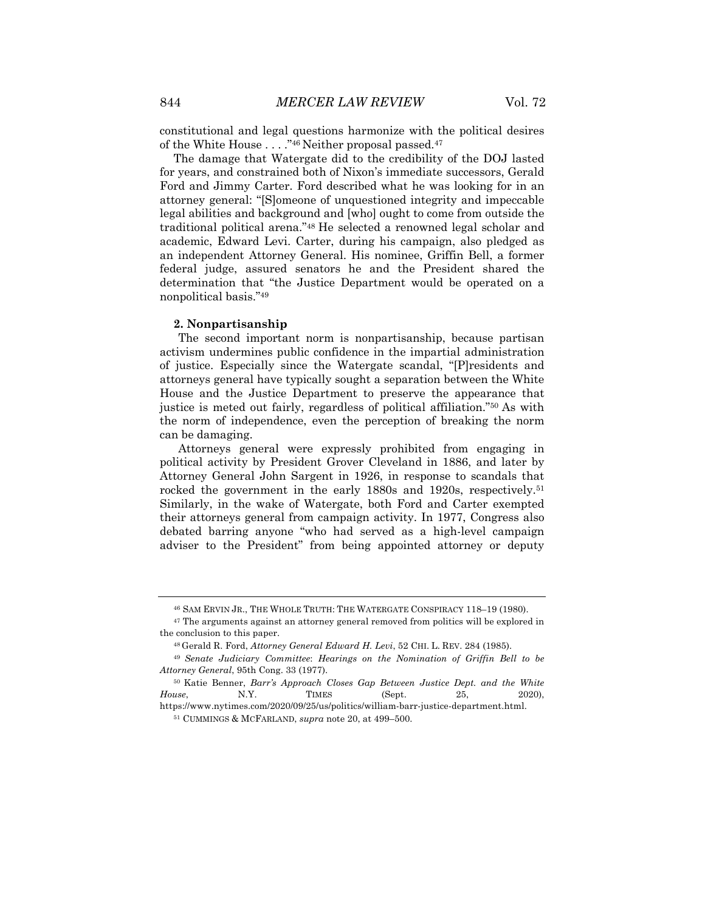constitutional and legal questions harmonize with the political desires of the White House . . . ."[46] Neither proposal passed.[47]

The damage that Watergate did to the credibility of the DOJ lasted for years, and constrained both of Nixon's immediate successors, Gerald Ford and Jimmy Carter. Ford described what he was looking for in an attorney general: "[S]omeone of unquestioned integrity and impeccable legal abilities and background and [who] ought to come from outside the traditional political arena."[48] He selected a renowned legal scholar and academic, Edward Levi. Carter, during his campaign, also pledged as an independent Attorney General. His nominee, Griffin Bell, a former federal judge, assured senators he and the President shared the determination that "the Justice Department would be operated on a nonpolitical basis."[49]

**2. Nonpartisanship**

The second important norm is nonpartisanship, because partisan activism undermines public confidence in the impartial administration of justice. Especially since the Watergate scandal, "[P]residents and attorneys general have typically sought a separation between the White House and the Justice Department to preserve the appearance that justice is meted out fairly, regardless of political affiliation."[50] As with the norm of independence, even the perception of breaking the norm can be damaging.

Attorneys general were expressly prohibited from engaging in political activity by President Grover Cleveland in 1886, and later by Attorney General John Sargent in 1926, in response to scandals that rocked the government in the early 1880s and 1920s, respectively.[51] Similarly, in the wake of Watergate, both Ford and Carter exempted their attorneys general from campaign activity. In 1977, Congress also debated barring anyone "who had served as a high-level campaign adviser to the President" from being appointed attorney or deputy

---

[46] SAM ERVIN JR., THE WHOLE TRUTH: THE WATERGATE CONSPIRACY 118–19 (1980).

[47] The arguments against an attorney general removed from politics will be explored in the conclusion to this paper.

[48] Gerald R. Ford, *Attorney General Edward H. Levi*, 52 CHI. L. REV. 284 (1985).

[49] *Senate Judiciary Committee*: *Hearings on the Nomination of Griffin Bell to be Attorney General*, 95th Cong. 33 (1977).

[50] Katie Benner, *Barr's Approach Closes Gap Between Justice Dept. and the White House*, N.Y. TIMES (Sept. 25, 2020), https://www.nytimes.com/2020/09/25/us/politics/william-barr-justice-department.html.

[51] CUMMINGS & MCFARLAND, *supra* note 20, at 499–500.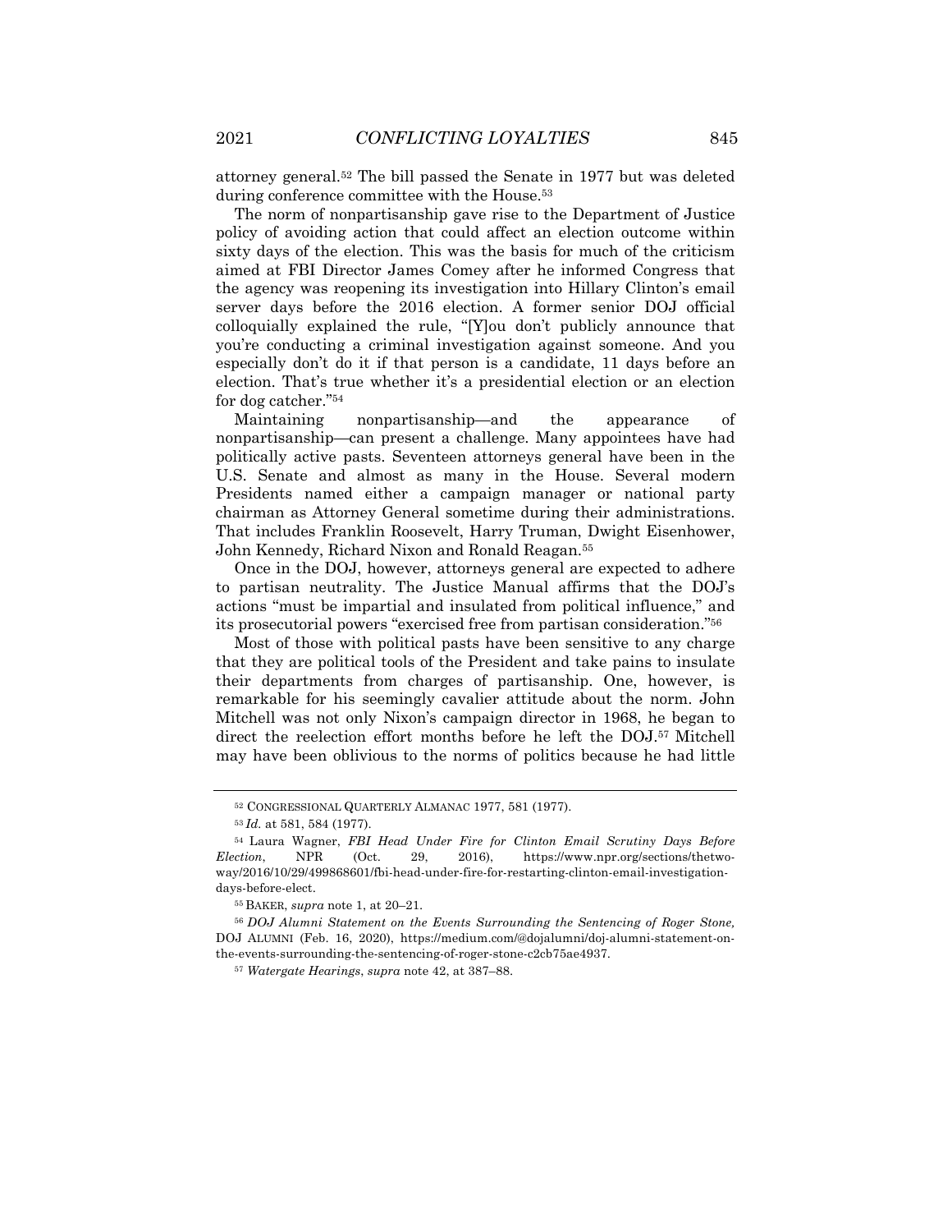attorney general.[52] The bill passed the Senate in 1977 but was deleted during conference committee with the House.[53]

The norm of nonpartisanship gave rise to the Department of Justice policy of avoiding action that could affect an election outcome within sixty days of the election. This was the basis for much of the criticism aimed at FBI Director James Comey after he informed Congress that the agency was reopening its investigation into Hillary Clinton's email server days before the 2016 election. A former senior DOJ official colloquially explained the rule, "[Y]ou don't publicly announce that you're conducting a criminal investigation against someone. And you especially don't do it if that person is a candidate, 11 days before an election. That's true whether it's a presidential election or an election for dog catcher."[54]

Maintaining nonpartisanship—and the appearance of nonpartisanship—can present a challenge. Many appointees have had politically active pasts. Seventeen attorneys general have been in the U.S. Senate and almost as many in the House. Several modern Presidents named either a campaign manager or national party chairman as Attorney General sometime during their administrations. That includes Franklin Roosevelt, Harry Truman, Dwight Eisenhower, John Kennedy, Richard Nixon and Ronald Reagan.[55]

Once in the DOJ, however, attorneys general are expected to adhere to partisan neutrality. The Justice Manual affirms that the DOJ's actions "must be impartial and insulated from political influence," and its prosecutorial powers "exercised free from partisan consideration."[56]

Most of those with political pasts have been sensitive to any charge that they are political tools of the President and take pains to insulate their departments from charges of partisanship. One, however, is remarkable for his seemingly cavalier attitude about the norm. John Mitchell was not only Nixon's campaign director in 1968, he began to direct the reelection effort months before he left the DOJ.[57] Mitchell may have been oblivious to the norms of politics because he had little

---

[52] CONGRESSIONAL QUARTERLY ALMANAC 1977, 581 (1977).

[53] *Id.* at 581, 584 (1977).

[54] Laura Wagner, *FBI Head Under Fire for Clinton Email Scrutiny Days Before Election*, NPR (Oct. 29, 2016), https://www.npr.org/sections/thetwo-way/2016/10/29/499868601/fbi-head-under-fire-for-restarting-clinton-email-investigation-days-before-elect.

[55] BAKER, *supra* note 1, at 20–21.

[56] *DOJ Alumni Statement on the Events Surrounding the Sentencing of Roger Stone,* DOJ ALUMNI (Feb. 16, 2020), https://medium.com/@dojalumni/doj-alumni-statement-on-the-events-surrounding-the-sentencing-of-roger-stone-c2cb75ae4937.

[57] *Watergate Hearings*, *supra* note 42, at 387–88.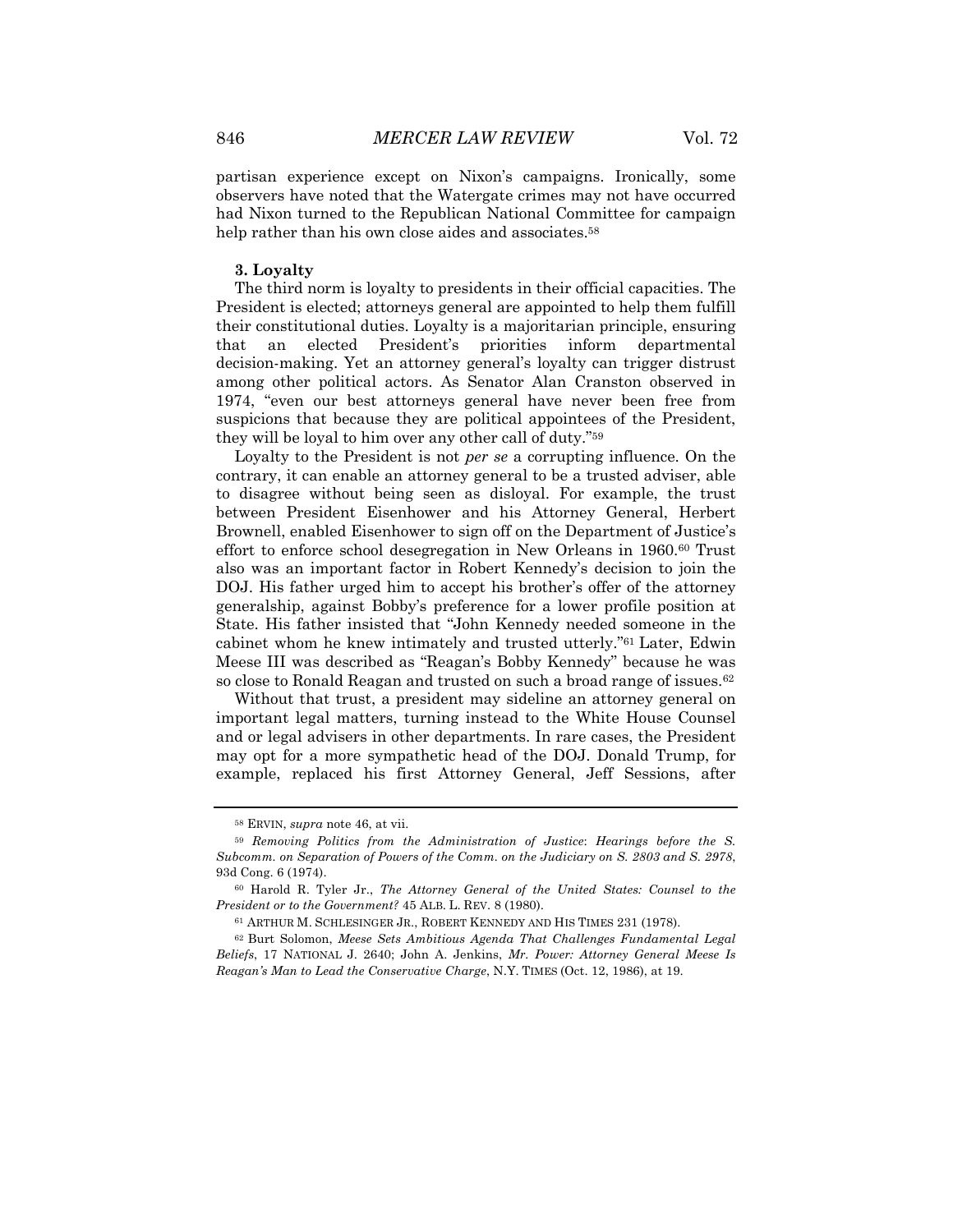partisan experience except on Nixon's campaigns. Ironically, some observers have noted that the Watergate crimes may not have occurred had Nixon turned to the Republican National Committee for campaign help rather than his own close aides and associates.[58]

### 3. Loyalty

The third norm is loyalty to presidents in their official capacities. The President is elected; attorneys general are appointed to help them fulfill their constitutional duties. Loyalty is a majoritarian principle, ensuring that an elected President's priorities inform departmental decision-making. Yet an attorney general's loyalty can trigger distrust among other political actors. As Senator Alan Cranston observed in 1974, "even our best attorneys general have never been free from suspicions that because they are political appointees of the President, they will be loyal to him over any other call of duty."[59]

Loyalty to the President is not *per se* a corrupting influence. On the contrary, it can enable an attorney general to be a trusted adviser, able to disagree without being seen as disloyal. For example, the trust between President Eisenhower and his Attorney General, Herbert Brownell, enabled Eisenhower to sign off on the Department of Justice's effort to enforce school desegregation in New Orleans in 1960.[60] Trust also was an important factor in Robert Kennedy's decision to join the DOJ. His father urged him to accept his brother's offer of the attorney generalship, against Bobby's preference for a lower profile position at State. His father insisted that "John Kennedy needed someone in the cabinet whom he knew intimately and trusted utterly."[61] Later, Edwin Meese III was described as "Reagan's Bobby Kennedy" because he was so close to Ronald Reagan and trusted on such a broad range of issues.[62]

Without that trust, a president may sideline an attorney general on important legal matters, turning instead to the White House Counsel and or legal advisers in other departments. In rare cases, the President may opt for a more sympathetic head of the DOJ. Donald Trump, for example, replaced his first Attorney General, Jeff Sessions, after

---

[58] ERVIN, *supra* note 46, at vii.

[59] *Removing Politics from the Administration of Justice*: *Hearings before the S. Subcomm. on Separation of Powers of the Comm. on the Judiciary on S. 2803 and S. 2978*, 93d Cong. 6 (1974).

[60] Harold R. Tyler Jr., *The Attorney General of the United States: Counsel to the President or to the Government?* 45 ALB. L. REV. 8 (1980).

[61] ARTHUR M. SCHLESINGER JR., ROBERT KENNEDY AND HIS TIMES 231 (1978).

[62] Burt Solomon, *Meese Sets Ambitious Agenda That Challenges Fundamental Legal Beliefs*, 17 NATIONAL J. 2640; John A. Jenkins, *Mr. Power: Attorney General Meese Is Reagan's Man to Lead the Conservative Charge*, N.Y. TIMES (Oct. 12, 1986), at 19.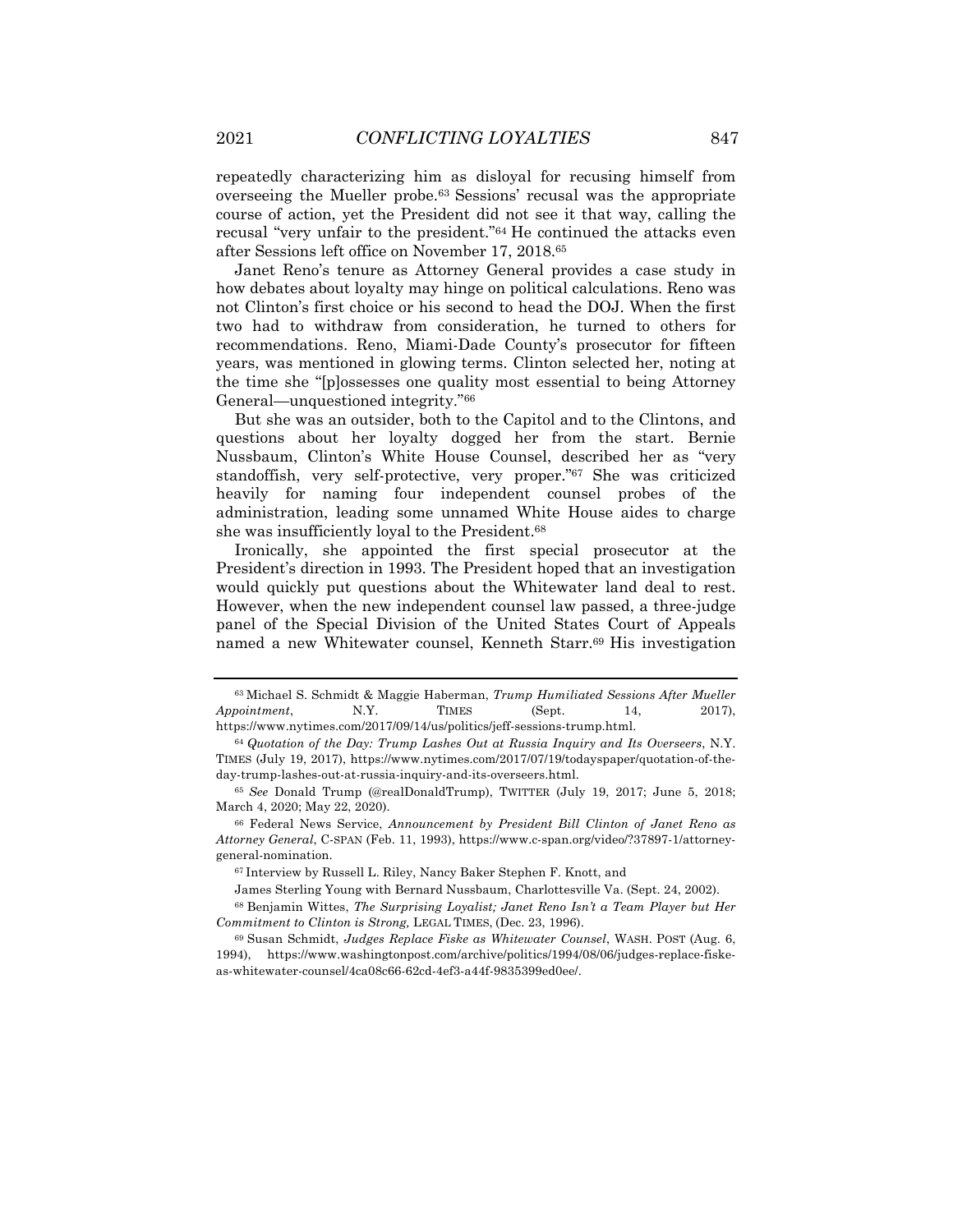repeatedly characterizing him as disloyal for recusing himself from overseeing the Mueller probe.[63] Sessions' recusal was the appropriate course of action, yet the President did not see it that way, calling the recusal "very unfair to the president."[64] He continued the attacks even after Sessions left office on November 17, 2018.[65]

Janet Reno's tenure as Attorney General provides a case study in how debates about loyalty may hinge on political calculations. Reno was not Clinton's first choice or his second to head the DOJ. When the first two had to withdraw from consideration, he turned to others for recommendations. Reno, Miami-Dade County's prosecutor for fifteen years, was mentioned in glowing terms. Clinton selected her, noting at the time she "[p]ossesses one quality most essential to being Attorney General—unquestioned integrity."[66]

But she was an outsider, both to the Capitol and to the Clintons, and questions about her loyalty dogged her from the start. Bernie Nussbaum, Clinton's White House Counsel, described her as "very standoffish, very self-protective, very proper."[67] She was criticized heavily for naming four independent counsel probes of the administration, leading some unnamed White House aides to charge she was insufficiently loyal to the President.[68]

Ironically, she appointed the first special prosecutor at the President's direction in 1993. The President hoped that an investigation would quickly put questions about the Whitewater land deal to rest. However, when the new independent counsel law passed, a three-judge panel of the Special Division of the United States Court of Appeals named a new Whitewater counsel, Kenneth Starr.[69] His investigation

---

[63] Michael S. Schmidt & Maggie Haberman, *Trump Humiliated Sessions After Mueller Appointment*, N.Y. TIMES (Sept. 14, 2017), https://www.nytimes.com/2017/09/14/us/politics/jeff-sessions-trump.html.

[64] *Quotation of the Day: Trump Lashes Out at Russia Inquiry and Its Overseers*, N.Y. TIMES (July 19, 2017), https://www.nytimes.com/2017/07/19/todayspaper/quotation-of-the-day-trump-lashes-out-at-russia-inquiry-and-its-overseers.html.

[65] *See* Donald Trump (@realDonaldTrump), TWITTER (July 19, 2017; June 5, 2018; March 4, 2020; May 22, 2020).

[66] Federal News Service, *Announcement by President Bill Clinton of Janet Reno as Attorney General*, C-SPAN (Feb. 11, 1993), https://www.c-span.org/video/?37897-1/attorney-general-nomination.

[67] Interview by Russell L. Riley, Nancy Baker Stephen F. Knott, and James Sterling Young with Bernard Nussbaum, Charlottesville Va. (Sept. 24, 2002).

[68] Benjamin Wittes, *The Surprising Loyalist; Janet Reno Isn't a Team Player but Her Commitment to Clinton is Strong,* LEGAL TIMES, (Dec. 23, 1996).

[69] Susan Schmidt, *Judges Replace Fiske as Whitewater Counsel*, WASH. POST (Aug. 6, 1994), https://www.washingtonpost.com/archive/politics/1994/08/06/judges-replace-fiske-as-whitewater-counsel/4ca08c66-62cd-4ef3-a44f-9835399ed0ee/.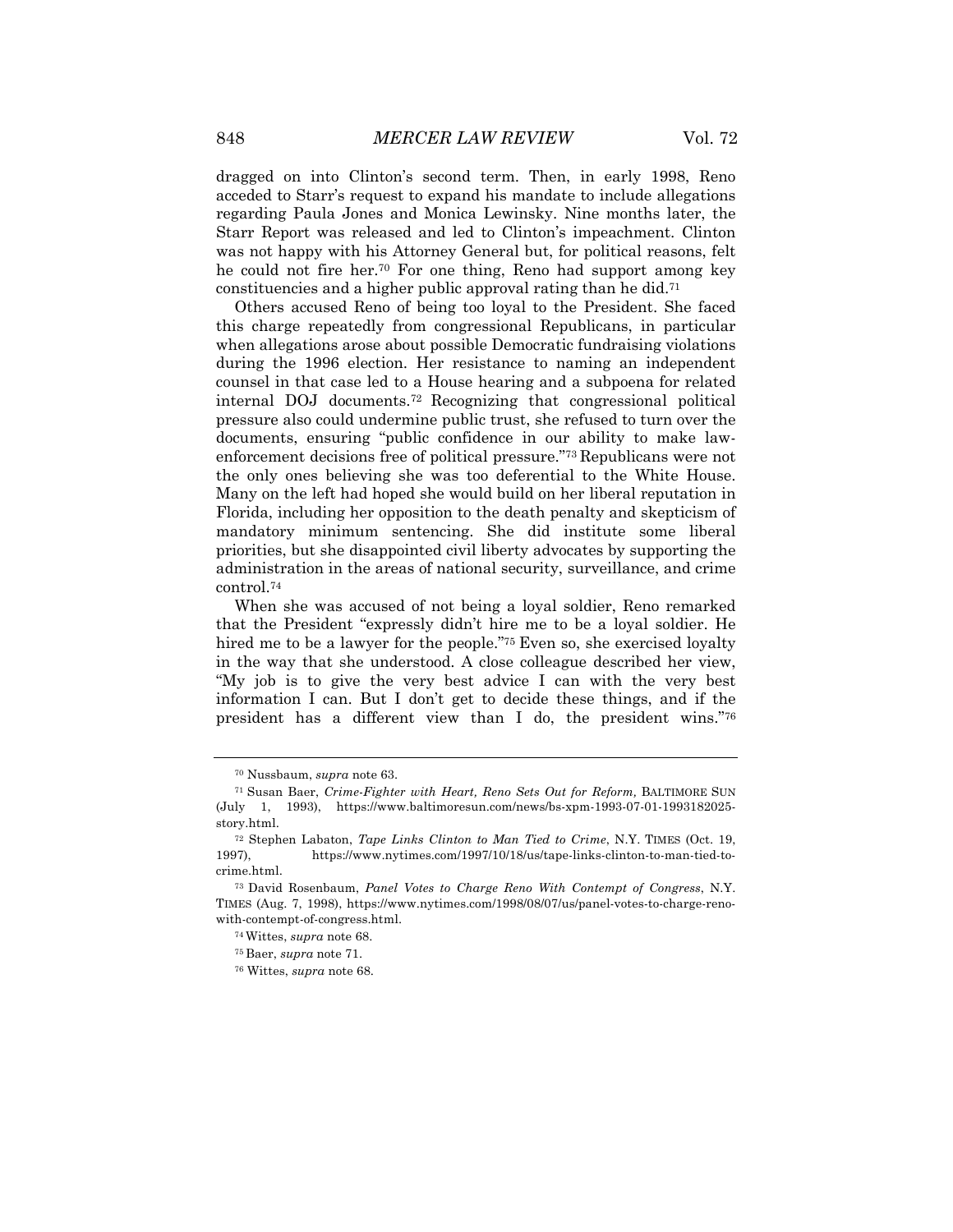dragged on into Clinton's second term. Then, in early 1998, Reno acceded to Starr's request to expand his mandate to include allegations regarding Paula Jones and Monica Lewinsky. Nine months later, the Starr Report was released and led to Clinton's impeachment. Clinton was not happy with his Attorney General but, for political reasons, felt he could not fire her.[70] For one thing, Reno had support among key constituencies and a higher public approval rating than he did.[71]

Others accused Reno of being too loyal to the President. She faced this charge repeatedly from congressional Republicans, in particular when allegations arose about possible Democratic fundraising violations during the 1996 election. Her resistance to naming an independent counsel in that case led to a House hearing and a subpoena for related internal DOJ documents.[72] Recognizing that congressional political pressure also could undermine public trust, she refused to turn over the documents, ensuring "public confidence in our ability to make law-enforcement decisions free of political pressure."[73] Republicans were not the only ones believing she was too deferential to the White House. Many on the left had hoped she would build on her liberal reputation in Florida, including her opposition to the death penalty and skepticism of mandatory minimum sentencing. She did institute some liberal priorities, but she disappointed civil liberty advocates by supporting the administration in the areas of national security, surveillance, and crime control.[74]

When she was accused of not being a loyal soldier, Reno remarked that the President "expressly didn't hire me to be a loyal soldier. He hired me to be a lawyer for the people."[75] Even so, she exercised loyalty in the way that she understood. A close colleague described her view, "My job is to give the very best advice I can with the very best information I can. But I don't get to decide these things, and if the president has a different view than I do, the president wins."[76]

---

[70] Nussbaum, *supra* note 63.

[71] Susan Baer, *Crime-Fighter with Heart, Reno Sets Out for Reform,* BALTIMORE SUN (July 1, 1993), https://www.baltimoresun.com/news/bs-xpm-1993-07-01-1993182025-story.html.

[72] Stephen Labaton, *Tape Links Clinton to Man Tied to Crime*, N.Y. TIMES (Oct. 19, 1997), https://www.nytimes.com/1997/10/18/us/tape-links-clinton-to-man-tied-to-crime.html.

[73] David Rosenbaum, *Panel Votes to Charge Reno With Contempt of Congress*, N.Y. TIMES (Aug. 7, 1998), https://www.nytimes.com/1998/08/07/us/panel-votes-to-charge-reno-with-contempt-of-congress.html.

[74] Wittes, *supra* note 68.

[75] Baer, *supra* note 71.

[76] Wittes, *supra* note 68.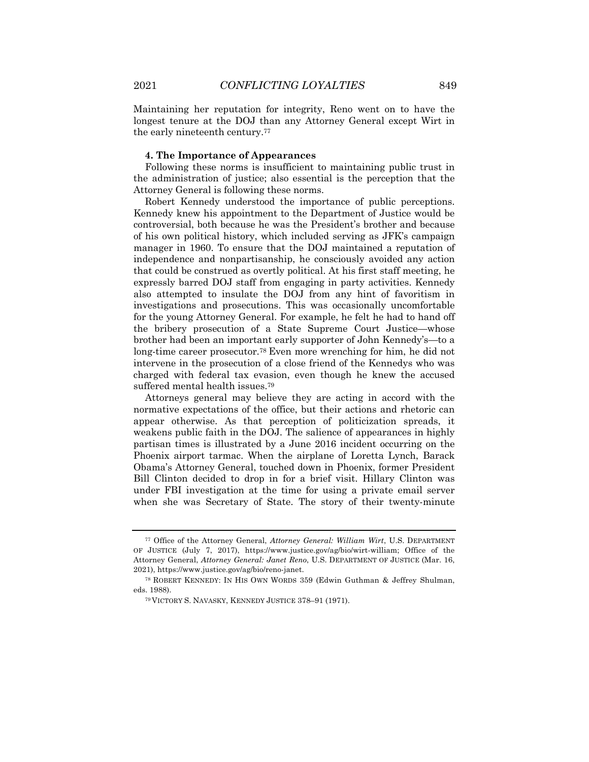Maintaining her reputation for integrity, Reno went on to have the longest tenure at the DOJ than any Attorney General except Wirt in the early nineteenth century.[77]

#### 4. The Importance of Appearances

Following these norms is insufficient to maintaining public trust in the administration of justice; also essential is the perception that the Attorney General is following these norms.

Robert Kennedy understood the importance of public perceptions. Kennedy knew his appointment to the Department of Justice would be controversial, both because he was the President's brother and because of his own political history, which included serving as JFK's campaign manager in 1960. To ensure that the DOJ maintained a reputation of independence and nonpartisanship, he consciously avoided any action that could be construed as overtly political. At his first staff meeting, he expressly barred DOJ staff from engaging in party activities. Kennedy also attempted to insulate the DOJ from any hint of favoritism in investigations and prosecutions. This was occasionally uncomfortable for the young Attorney General. For example, he felt he had to hand off the bribery prosecution of a State Supreme Court Justice—whose brother had been an important early supporter of John Kennedy's—to a long-time career prosecutor.[78] Even more wrenching for him, he did not intervene in the prosecution of a close friend of the Kennedys who was charged with federal tax evasion, even though he knew the accused suffered mental health issues.[79]

Attorneys general may believe they are acting in accord with the normative expectations of the office, but their actions and rhetoric can appear otherwise. As that perception of politicization spreads, it weakens public faith in the DOJ. The salience of appearances in highly partisan times is illustrated by a June 2016 incident occurring on the Phoenix airport tarmac. When the airplane of Loretta Lynch, Barack Obama's Attorney General, touched down in Phoenix, former President Bill Clinton decided to drop in for a brief visit. Hillary Clinton was under FBI investigation at the time for using a private email server when she was Secretary of State. The story of their twenty-minute

---

[77] Office of the Attorney General, *Attorney General: William Wirt*, U.S. DEPARTMENT OF JUSTICE (July 7, 2017), https://www.justice.gov/ag/bio/wirt-william; Office of the Attorney General, *Attorney General: Janet Reno*, U.S. DEPARTMENT OF JUSTICE (Mar. 16, 2021), https://www.justice.gov/ag/bio/reno-janet.

[78] ROBERT KENNEDY: IN HIS OWN WORDS 359 (Edwin Guthman & Jeffrey Shulman, eds. 1988).

[79] VICTORY S. NAVASKY, KENNEDY JUSTICE 378–91 (1971).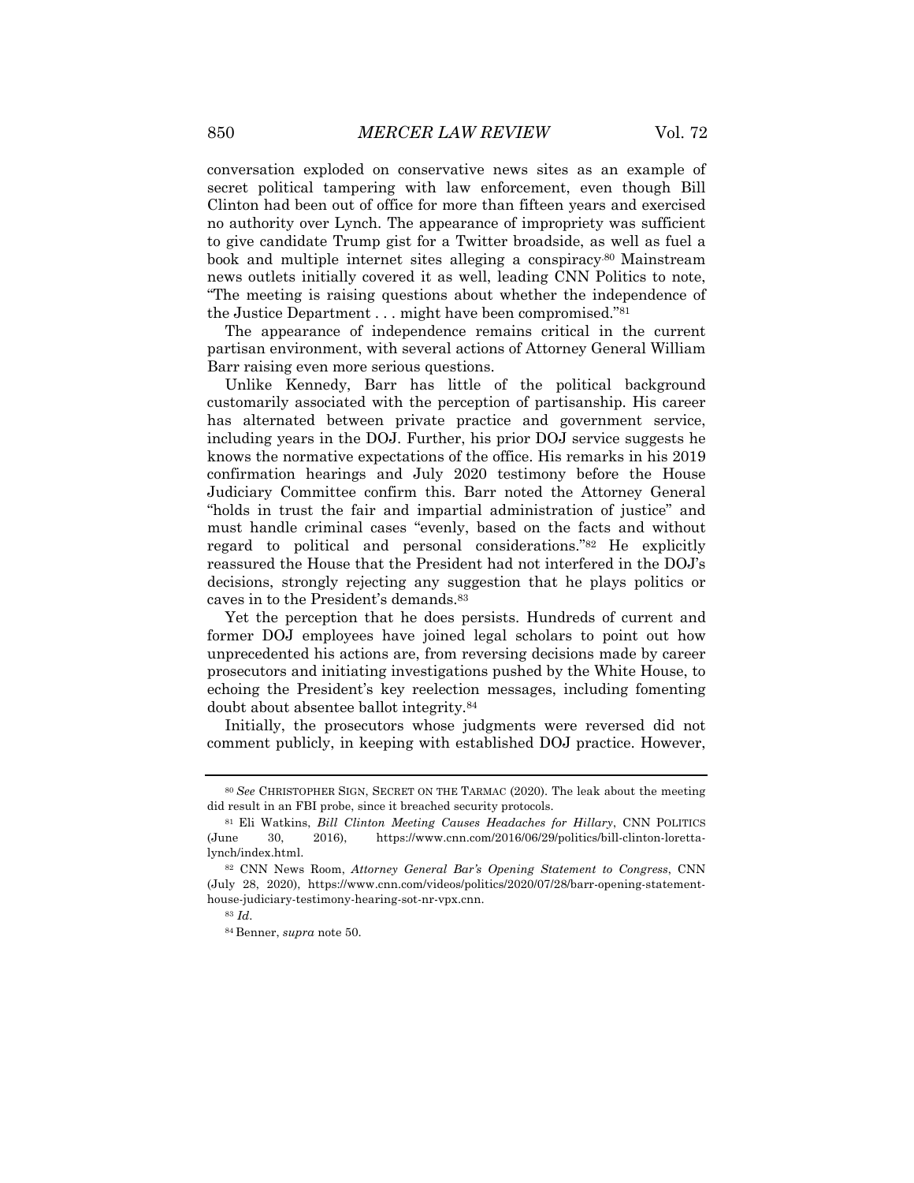conversation exploded on conservative news sites as an example of secret political tampering with law enforcement, even though Bill Clinton had been out of office for more than fifteen years and exercised no authority over Lynch. The appearance of impropriety was sufficient to give candidate Trump gist for a Twitter broadside, as well as fuel a book and multiple internet sites alleging a conspiracy.[80] Mainstream news outlets initially covered it as well, leading CNN Politics to note, "The meeting is raising questions about whether the independence of the Justice Department . . . might have been compromised."[81]

The appearance of independence remains critical in the current partisan environment, with several actions of Attorney General William Barr raising even more serious questions.

Unlike Kennedy, Barr has little of the political background customarily associated with the perception of partisanship. His career has alternated between private practice and government service, including years in the DOJ. Further, his prior DOJ service suggests he knows the normative expectations of the office. His remarks in his 2019 confirmation hearings and July 2020 testimony before the House Judiciary Committee confirm this. Barr noted the Attorney General "holds in trust the fair and impartial administration of justice" and must handle criminal cases "evenly, based on the facts and without regard to political and personal considerations."[82] He explicitly reassured the House that the President had not interfered in the DOJ's decisions, strongly rejecting any suggestion that he plays politics or caves in to the President's demands.[83]

Yet the perception that he does persists. Hundreds of current and former DOJ employees have joined legal scholars to point out how unprecedented his actions are, from reversing decisions made by career prosecutors and initiating investigations pushed by the White House, to echoing the President's key reelection messages, including fomenting doubt about absentee ballot integrity.[84]

Initially, the prosecutors whose judgments were reversed did not comment publicly, in keeping with established DOJ practice. However,

---

[80] *See* CHRISTOPHER SIGN, SECRET ON THE TARMAC (2020). The leak about the meeting did result in an FBI probe, since it breached security protocols.

[81] Eli Watkins, *Bill Clinton Meeting Causes Headaches for Hillary*, CNN POLITICS (June 30, 2016), https://www.cnn.com/2016/06/29/politics/bill-clinton-loretta-lynch/index.html.

[82] CNN News Room, *Attorney General Bar's Opening Statement to Congress*, CNN (July 28, 2020), https://www.cnn.com/videos/politics/2020/07/28/barr-opening-statement-house-judiciary-testimony-hearing-sot-nr-vpx.cnn.

[83] *Id*.

[84] Benner, *supra* note 50.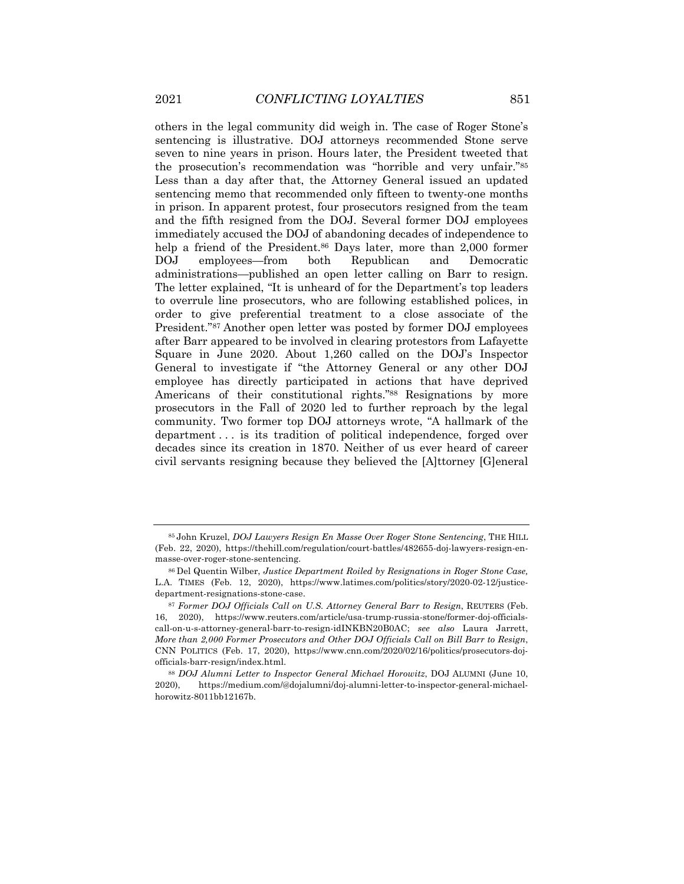others in the legal community did weigh in. The case of Roger Stone's sentencing is illustrative. DOJ attorneys recommended Stone serve seven to nine years in prison. Hours later, the President tweeted that the prosecution's recommendation was "horrible and very unfair."[85] Less than a day after that, the Attorney General issued an updated sentencing memo that recommended only fifteen to twenty-one months in prison. In apparent protest, four prosecutors resigned from the team and the fifth resigned from the DOJ. Several former DOJ employees immediately accused the DOJ of abandoning decades of independence to help a friend of the President.[86] Days later, more than 2,000 former DOJ employees—from both Republican and Democratic administrations—published an open letter calling on Barr to resign. The letter explained, "It is unheard of for the Department's top leaders to overrule line prosecutors, who are following established polices, in order to give preferential treatment to a close associate of the President."[87] Another open letter was posted by former DOJ employees after Barr appeared to be involved in clearing protestors from Lafayette Square in June 2020. About 1,260 called on the DOJ's Inspector General to investigate if "the Attorney General or any other DOJ employee has directly participated in actions that have deprived Americans of their constitutional rights."[88] Resignations by more prosecutors in the Fall of 2020 led to further reproach by the legal community. Two former top DOJ attorneys wrote, "A hallmark of the department . . . is its tradition of political independence, forged over decades since its creation in 1870. Neither of us ever heard of career civil servants resigning because they believed the [A]ttorney [G]eneral

---

[85] John Kruzel, *DOJ Lawyers Resign En Masse Over Roger Stone Sentencing*, THE HILL (Feb. 22, 2020), https://thehill.com/regulation/court-battles/482655-doj-lawyers-resign-en-masse-over-roger-stone-sentencing.

[86] Del Quentin Wilber, *Justice Department Roiled by Resignations in Roger Stone Case,* L.A. TIMES (Feb. 12, 2020), https://www.latimes.com/politics/story/2020-02-12/justice-department-resignations-stone-case.

[87] *Former DOJ Officials Call on U.S. Attorney General Barr to Resign*, REUTERS (Feb. 16, 2020), https://www.reuters.com/article/usa-trump-russia-stone/former-doj-officials-call-on-u-s-attorney-general-barr-to-resign-idINKBN20B0AC; *see also* Laura Jarrett, *More than 2,000 Former Prosecutors and Other DOJ Officials Call on Bill Barr to Resign*, CNN POLITICS (Feb. 17, 2020), https://www.cnn.com/2020/02/16/politics/prosecutors-doj-officials-barr-resign/index.html.

[88] *DOJ Alumni Letter to Inspector General Michael Horowitz*, DOJ ALUMNI (June 10, 2020), https://medium.com/@dojalumni/doj-alumni-letter-to-inspector-general-michael-horowitz-8011bb12167b.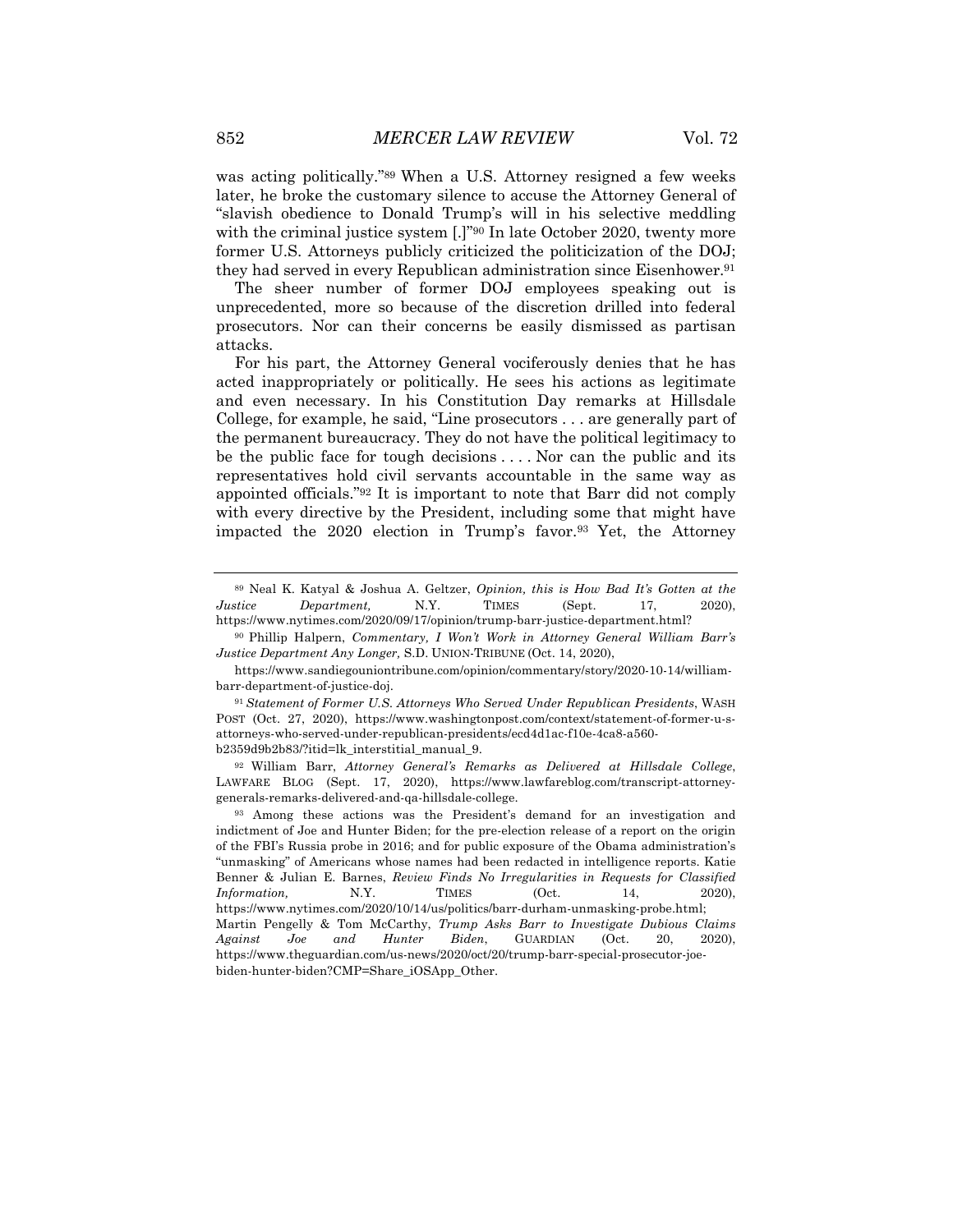was acting politically."[89] When a U.S. Attorney resigned a few weeks later, he broke the customary silence to accuse the Attorney General of "slavish obedience to Donald Trump's will in his selective meddling with the criminal justice system [.]"[90] In late October 2020, twenty more former U.S. Attorneys publicly criticized the politicization of the DOJ; they had served in every Republican administration since Eisenhower.[91]

The sheer number of former DOJ employees speaking out is unprecedented, more so because of the discretion drilled into federal prosecutors. Nor can their concerns be easily dismissed as partisan attacks.

For his part, the Attorney General vociferously denies that he has acted inappropriately or politically. He sees his actions as legitimate and even necessary. In his Constitution Day remarks at Hillsdale College, for example, he said, "Line prosecutors . . . are generally part of the permanent bureaucracy. They do not have the political legitimacy to be the public face for tough decisions . . . . Nor can the public and its representatives hold civil servants accountable in the same way as appointed officials."[92] It is important to note that Barr did not comply with every directive by the President, including some that might have impacted the 2020 election in Trump's favor.[93] Yet, the Attorney

---

[89] Neal K. Katyal & Joshua A. Geltzer, *Opinion, this is How Bad It's Gotten at the Justice Department,* N.Y. TIMES (Sept. 17, 2020), https://www.nytimes.com/2020/09/17/opinion/trump-barr-justice-department.html?

[90] Phillip Halpern, *Commentary, I Won't Work in Attorney General William Barr's Justice Department Any Longer,* S.D. UNION-TRIBUNE (Oct. 14, 2020), https://www.sandiegouniontribune.com/opinion/commentary/story/2020-10-14/william-barr-department-of-justice-doj.

[91] *Statement of Former U.S. Attorneys Who Served Under Republican Presidents*, WASH POST (Oct. 27, 2020), https://www.washingtonpost.com/context/statement-of-former-u-s-attorneys-who-served-under-republican-presidents/ecd4d1ac-f10e-4ca8-a560-b2359d9b2b83/?itid=lk_interstitial_manual_9.

[92] William Barr, *Attorney General's Remarks as Delivered at Hillsdale College*, LAWFARE BLOG (Sept. 17, 2020), https://www.lawfareblog.com/transcript-attorney-generals-remarks-delivered-and-qa-hillsdale-college.

[93] Among these actions was the President's demand for an investigation and indictment of Joe and Hunter Biden; for the pre-election release of a report on the origin of the FBI's Russia probe in 2016; and for public exposure of the Obama administration's "unmasking" of Americans whose names had been redacted in intelligence reports. Katie Benner & Julian E. Barnes, *Review Finds No Irregularities in Requests for Classified Information,* N.Y. TIMES (Oct. 14, 2020), https://www.nytimes.com/2020/10/14/us/politics/barr-durham-unmasking-probe.html; Martin Pengelly & Tom McCarthy, *Trump Asks Barr to Investigate Dubious Claims Against Joe and Hunter Biden*, GUARDIAN (Oct. 20, 2020), https://www.theguardian.com/us-news/2020/oct/20/trump-barr-special-prosecutor-joe-biden-hunter-biden?CMP=Share_iOSApp_Other.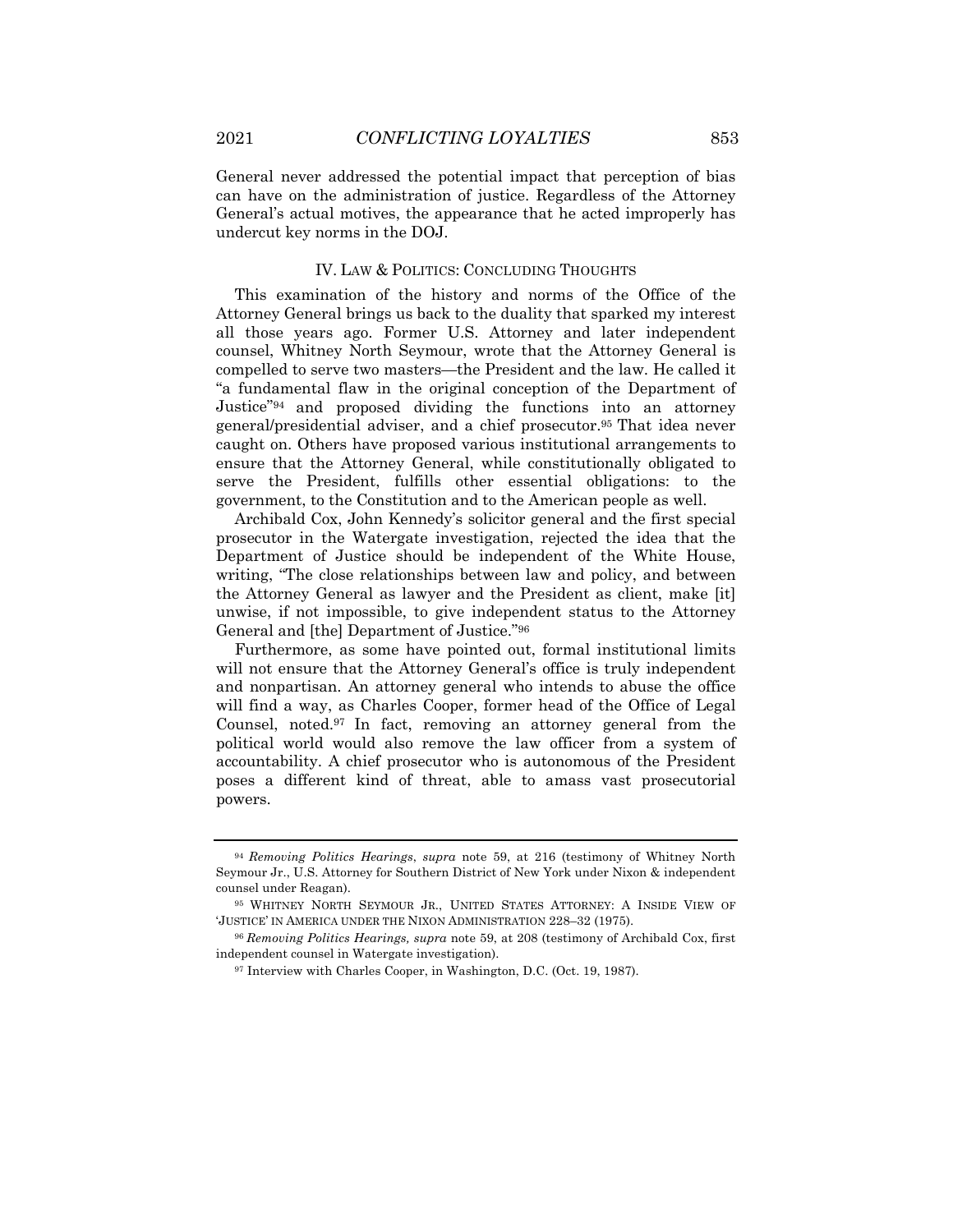General never addressed the potential impact that perception of bias can have on the administration of justice. Regardless of the Attorney General's actual motives, the appearance that he acted improperly has undercut key norms in the DOJ.

## IV. LAW & POLITICS: CONCLUDING THOUGHTS

This examination of the history and norms of the Office of the Attorney General brings us back to the duality that sparked my interest all those years ago. Former U.S. Attorney and later independent counsel, Whitney North Seymour, wrote that the Attorney General is compelled to serve two masters—the President and the law. He called it "a fundamental flaw in the original conception of the Department of Justice"[94] and proposed dividing the functions into an attorney general/presidential adviser, and a chief prosecutor.[95] That idea never caught on. Others have proposed various institutional arrangements to ensure that the Attorney General, while constitutionally obligated to serve the President, fulfills other essential obligations: to the government, to the Constitution and to the American people as well.

Archibald Cox, John Kennedy's solicitor general and the first special prosecutor in the Watergate investigation, rejected the idea that the Department of Justice should be independent of the White House, writing, "The close relationships between law and policy, and between the Attorney General as lawyer and the President as client, make [it] unwise, if not impossible, to give independent status to the Attorney General and [the] Department of Justice."[96]

Furthermore, as some have pointed out, formal institutional limits will not ensure that the Attorney General's office is truly independent and nonpartisan. An attorney general who intends to abuse the office will find a way, as Charles Cooper, former head of the Office of Legal Counsel, noted.[97] In fact, removing an attorney general from the political world would also remove the law officer from a system of accountability. A chief prosecutor who is autonomous of the President poses a different kind of threat, able to amass vast prosecutorial powers.

---

[94] *Removing Politics Hearings*, *supra* note 59, at 216 (testimony of Whitney North Seymour Jr., U.S. Attorney for Southern District of New York under Nixon & independent counsel under Reagan).

[95] WHITNEY NORTH SEYMOUR JR., UNITED STATES ATTORNEY: A INSIDE VIEW OF 'JUSTICE' IN AMERICA UNDER THE NIXON ADMINISTRATION 228–32 (1975).

[96] *Removing Politics Hearings, supra* note 59, at 208 (testimony of Archibald Cox, first independent counsel in Watergate investigation).

[97] Interview with Charles Cooper, in Washington, D.C. (Oct. 19, 1987).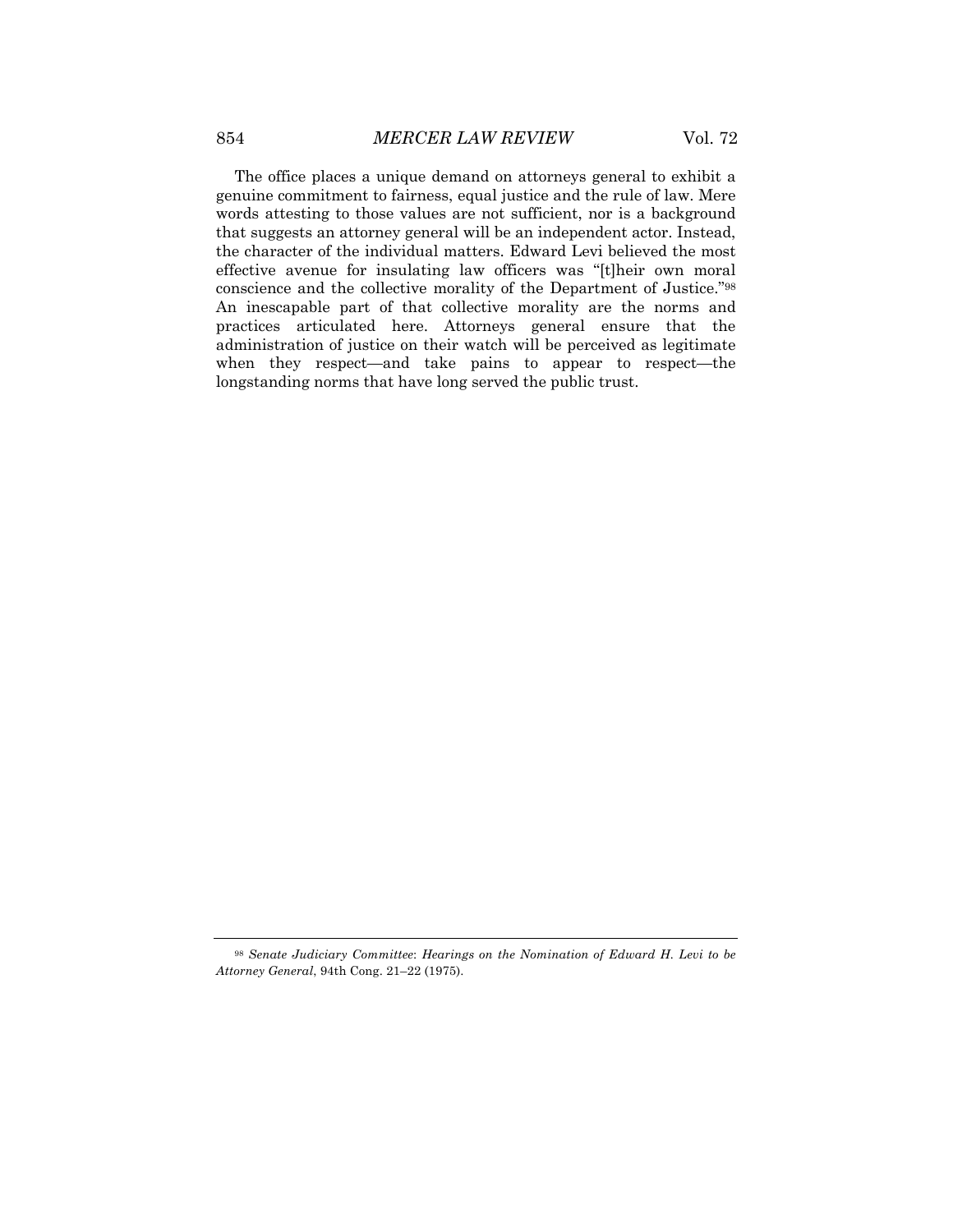The office places a unique demand on attorneys general to exhibit a genuine commitment to fairness, equal justice and the rule of law. Mere words attesting to those values are not sufficient, nor is a background that suggests an attorney general will be an independent actor. Instead, the character of the individual matters. Edward Levi believed the most effective avenue for insulating law officers was "[t]heir own moral conscience and the collective morality of the Department of Justice."[98] An inescapable part of that collective morality are the norms and practices articulated here. Attorneys general ensure that the administration of justice on their watch will be perceived as legitimate when they respect—and take pains to appear to respect—the longstanding norms that have long served the public trust.

---

[98] *Senate Judiciary Committee*: *Hearings on the Nomination of Edward H. Levi to be Attorney General*, 94th Cong. 21–22 (1975).